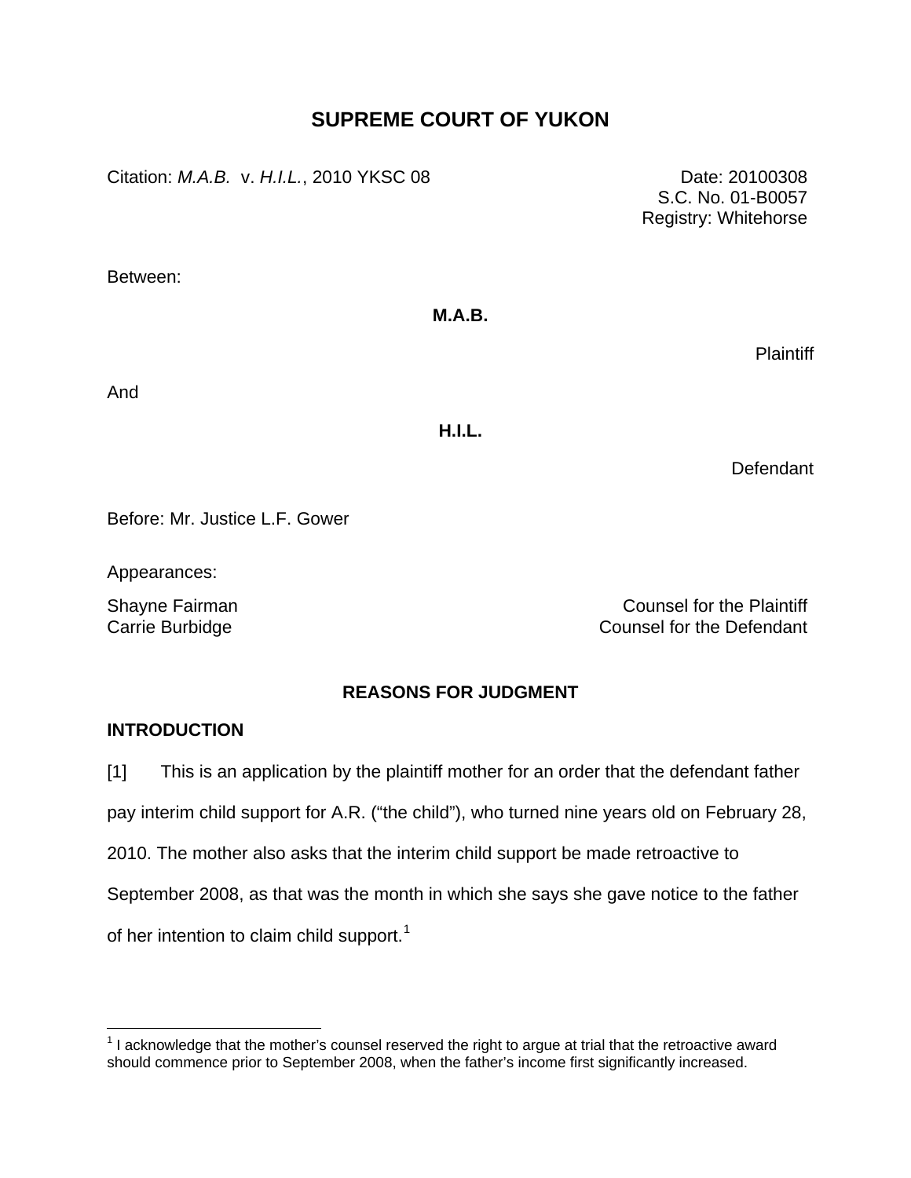# SUPREME COURT OF YUKON

Citation: *M.A.B.* v. *H.I.L.*, 2010 YKSC 08

Date: 20100308
S.C. No. 01-B0057
Registry: Whitehorse

Between:

**M.A.B.**

Plaintiff

And

**H.I.L.**

Defendant

Before: Mr. Justice L.F. Gower

Appearances:

Shayne Fairman — Counsel for the Plaintiff
Carrie Burbidge — Counsel for the Defendant

## REASONS FOR JUDGMENT

### INTRODUCTION

[1] This is an application by the plaintiff mother for an order that the defendant father pay interim child support for A.R. ("the child"), who turned nine years old on February 28, 2010. The mother also asks that the interim child support be made retroactive to September 2008, as that was the month in which she says she gave notice to the father of her intention to claim child support.[1]

---

[1] I acknowledge that the mother's counsel reserved the right to argue at trial that the retroactive award should commence prior to September 2008, when the father's income first significantly increased.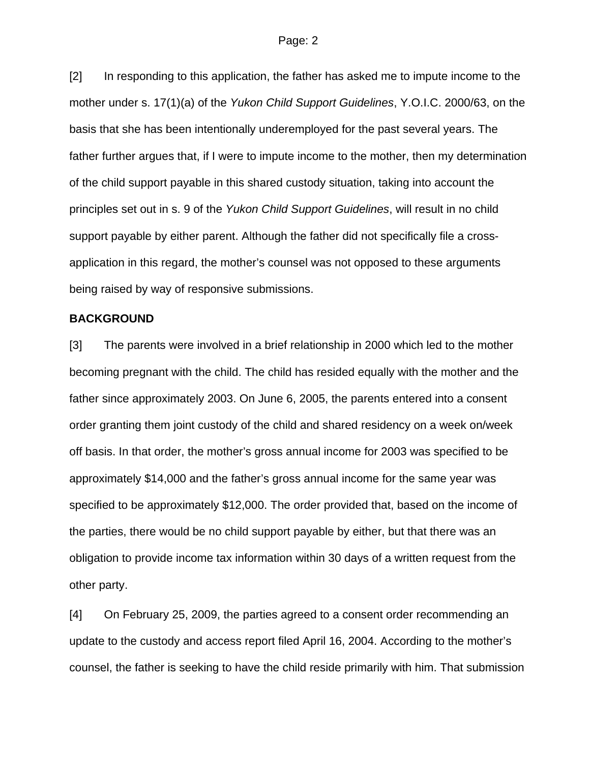[2] In responding to this application, the father has asked me to impute income to the mother under s. 17(1)(a) of the *Yukon Child Support Guidelines*, Y.O.I.C. 2000/63, on the basis that she has been intentionally underemployed for the past several years. The father further argues that, if I were to impute income to the mother, then my determination of the child support payable in this shared custody situation, taking into account the principles set out in s. 9 of the *Yukon Child Support Guidelines*, will result in no child support payable by either parent. Although the father did not specifically file a cross-application in this regard, the mother's counsel was not opposed to these arguments being raised by way of responsive submissions.

**BACKGROUND**

[3] The parents were involved in a brief relationship in 2000 which led to the mother becoming pregnant with the child. The child has resided equally with the mother and the father since approximately 2003. On June 6, 2005, the parents entered into a consent order granting them joint custody of the child and shared residency on a week on/week off basis. In that order, the mother's gross annual income for 2003 was specified to be approximately $14,000 and the father's gross annual income for the same year was specified to be approximately $12,000. The order provided that, based on the income of the parties, there would be no child support payable by either, but that there was an obligation to provide income tax information within 30 days of a written request from the other party.

[4] On February 25, 2009, the parties agreed to a consent order recommending an update to the custody and access report filed April 16, 2004. According to the mother's counsel, the father is seeking to have the child reside primarily with him. That submission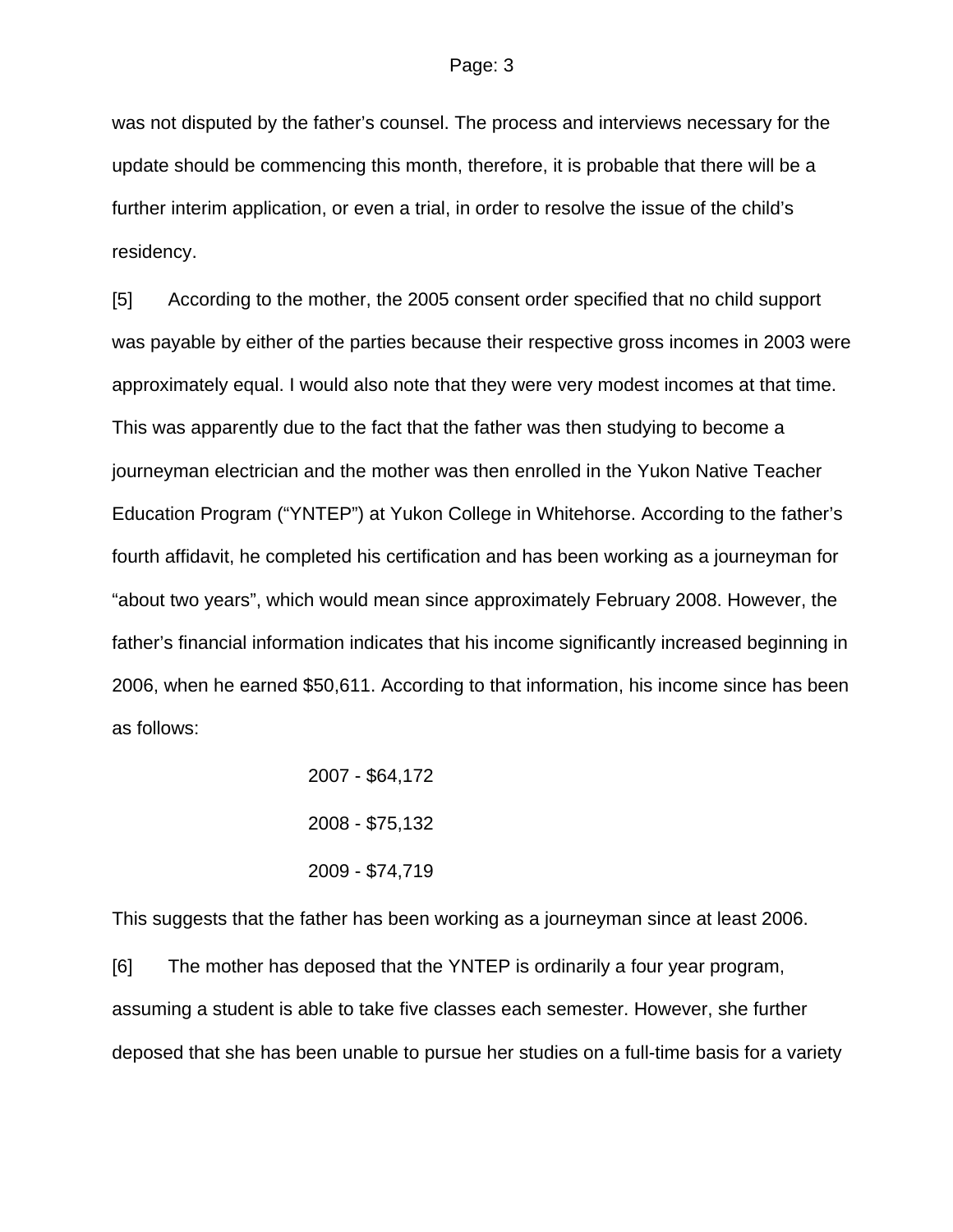was not disputed by the father's counsel. The process and interviews necessary for the update should be commencing this month, therefore, it is probable that there will be a further interim application, or even a trial, in order to resolve the issue of the child's residency.

[5] According to the mother, the 2005 consent order specified that no child support was payable by either of the parties because their respective gross incomes in 2003 were approximately equal. I would also note that they were very modest incomes at that time. This was apparently due to the fact that the father was then studying to become a journeyman electrician and the mother was then enrolled in the Yukon Native Teacher Education Program ("YNTEP") at Yukon College in Whitehorse. According to the father's fourth affidavit, he completed his certification and has been working as a journeyman for "about two years", which would mean since approximately February 2008. However, the father's financial information indicates that his income significantly increased beginning in 2006, when he earned $50,611. According to that information, his income since has been as follows:

> 2007 - $64,172
>
> 2008 - $75,132
>
> 2009 - $74,719

This suggests that the father has been working as a journeyman since at least 2006.

[6] The mother has deposed that the YNTEP is ordinarily a four year program, assuming a student is able to take five classes each semester. However, she further deposed that she has been unable to pursue her studies on a full-time basis for a variety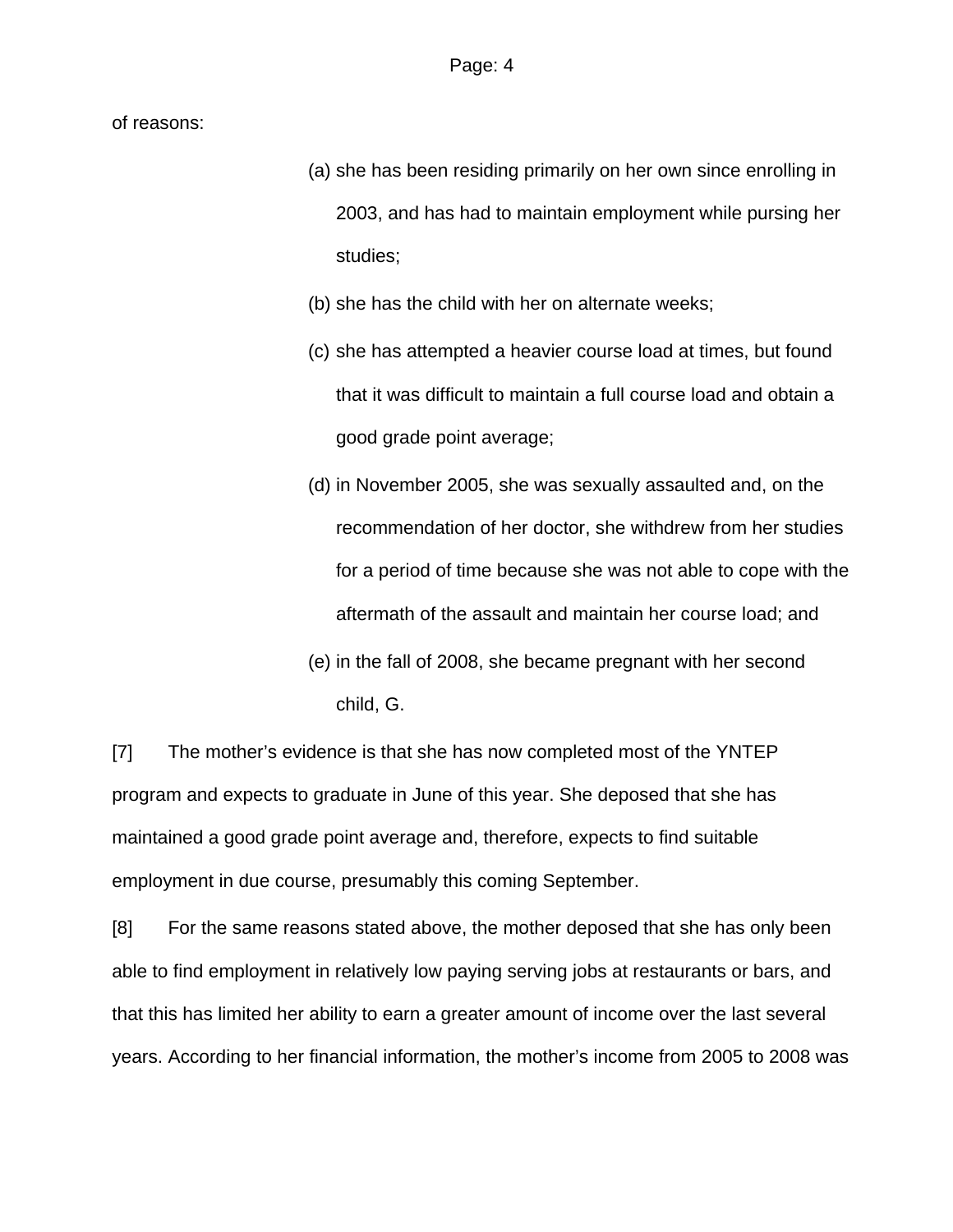of reasons:

> (a) she has been residing primarily on her own since enrolling in 2003, and has had to maintain employment while pursing her studies;
>
> (b) she has the child with her on alternate weeks;
>
> (c) she has attempted a heavier course load at times, but found that it was difficult to maintain a full course load and obtain a good grade point average;
>
> (d) in November 2005, she was sexually assaulted and, on the recommendation of her doctor, she withdrew from her studies for a period of time because she was not able to cope with the aftermath of the assault and maintain her course load; and
>
> (e) in the fall of 2008, she became pregnant with her second child, G.

[7] The mother's evidence is that she has now completed most of the YNTEP program and expects to graduate in June of this year. She deposed that she has maintained a good grade point average and, therefore, expects to find suitable employment in due course, presumably this coming September.

[8] For the same reasons stated above, the mother deposed that she has only been able to find employment in relatively low paying serving jobs at restaurants or bars, and that this has limited her ability to earn a greater amount of income over the last several years. According to her financial information, the mother's income from 2005 to 2008 was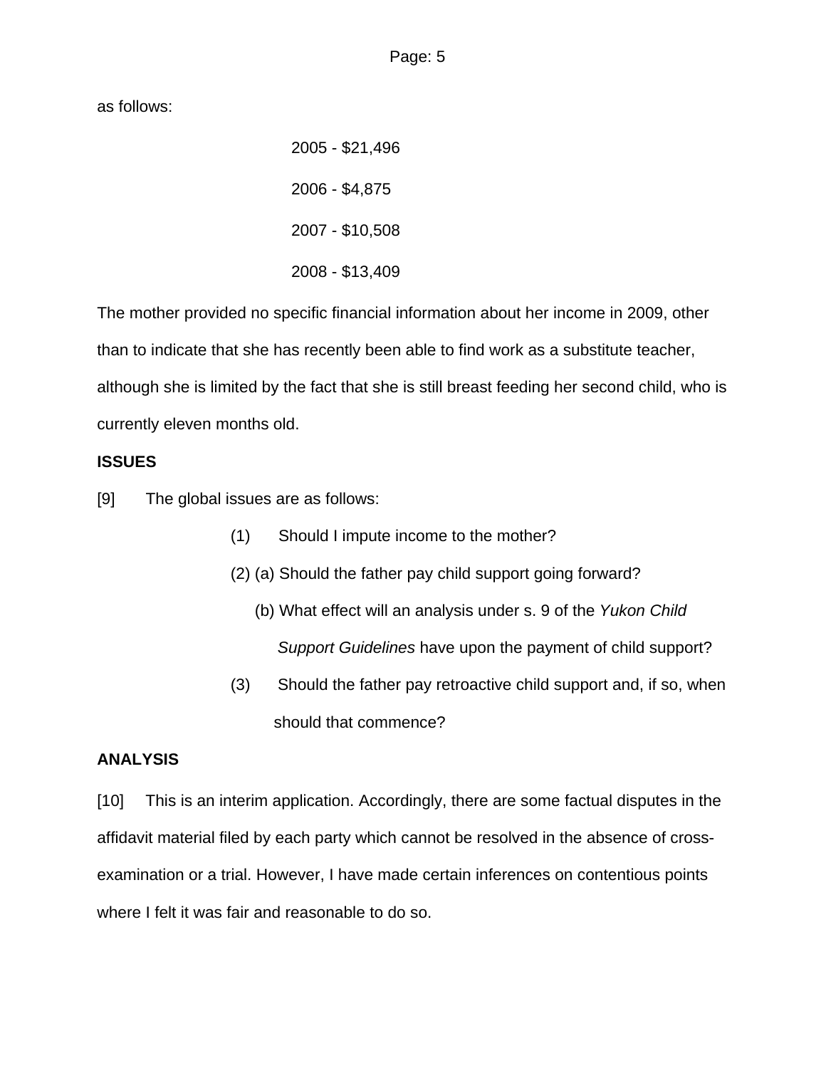as follows:

> 2005 - $21,496
>
> 2006 - $4,875
>
> 2007 - $10,508
>
> 2008 - $13,409

The mother provided no specific financial information about her income in 2009, other than to indicate that she has recently been able to find work as a substitute teacher, although she is limited by the fact that she is still breast feeding her second child, who is currently eleven months old.

**ISSUES**

[9] The global issues are as follows:

> (1) Should I impute income to the mother?
>
> (2) (a) Should the father pay child support going forward?
>
> (b) What effect will an analysis under s. 9 of the *Yukon Child Support Guidelines* have upon the payment of child support?
>
> (3) Should the father pay retroactive child support and, if so, when should that commence?

**ANALYSIS**

[10] This is an interim application. Accordingly, there are some factual disputes in the affidavit material filed by each party which cannot be resolved in the absence of cross-examination or a trial. However, I have made certain inferences on contentious points where I felt it was fair and reasonable to do so.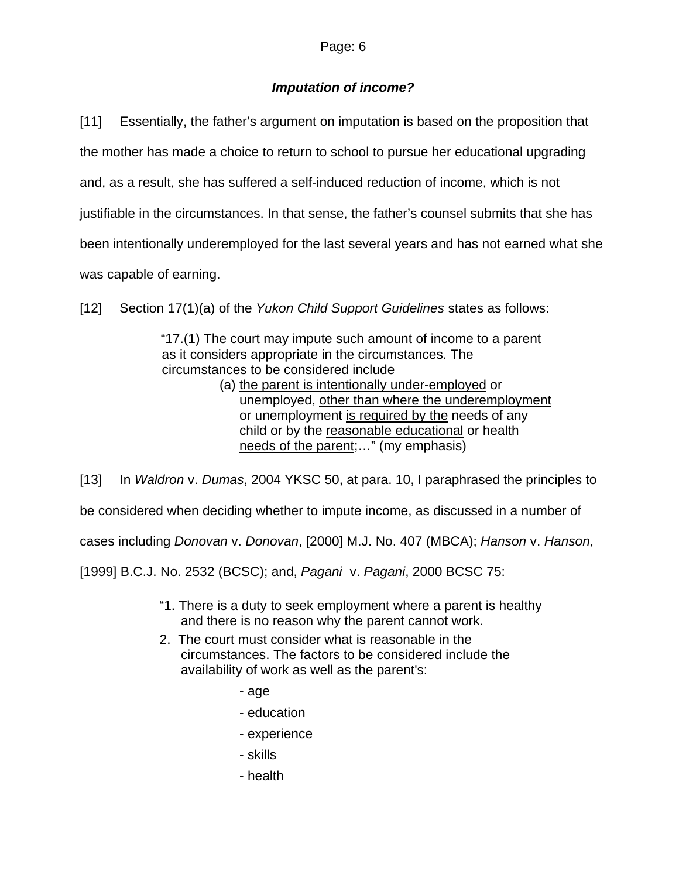### *Imputation of income?*

[11] Essentially, the father's argument on imputation is based on the proposition that the mother has made a choice to return to school to pursue her educational upgrading and, as a result, she has suffered a self-induced reduction of income, which is not justifiable in the circumstances. In that sense, the father's counsel submits that she has been intentionally underemployed for the last several years and has not earned what she was capable of earning.

[12] Section 17(1)(a) of the *Yukon Child Support Guidelines* states as follows:

> "17.(1) The court may impute such amount of income to a parent as it considers appropriate in the circumstances. The circumstances to be considered include
>
> (a) <u>the parent is intentionally under-employed</u> or unemployed, <u>other than where the underemployment</u> or unemployment <u>is required by the</u> needs of any child or by the <u>reasonable educational</u> or health <u>needs of the parent</u>;…" (my emphasis)

[13] In *Waldron* v. *Dumas*, 2004 YKSC 50, at para. 10, I paraphrased the principles to be considered when deciding whether to impute income, as discussed in a number of cases including *Donovan* v. *Donovan*, [2000] M.J. No. 407 (MBCA); *Hanson* v. *Hanson*, [1999] B.C.J. No. 2532 (BCSC); and, *Pagani* v. *Pagani*, 2000 BCSC 75:

> "1. There is a duty to seek employment where a parent is healthy and there is no reason why the parent cannot work.
>
> 2. The court must consider what is reasonable in the circumstances. The factors to be considered include the availability of work as well as the parent's:
>
> - age
> - education
> - experience
> - skills
> - health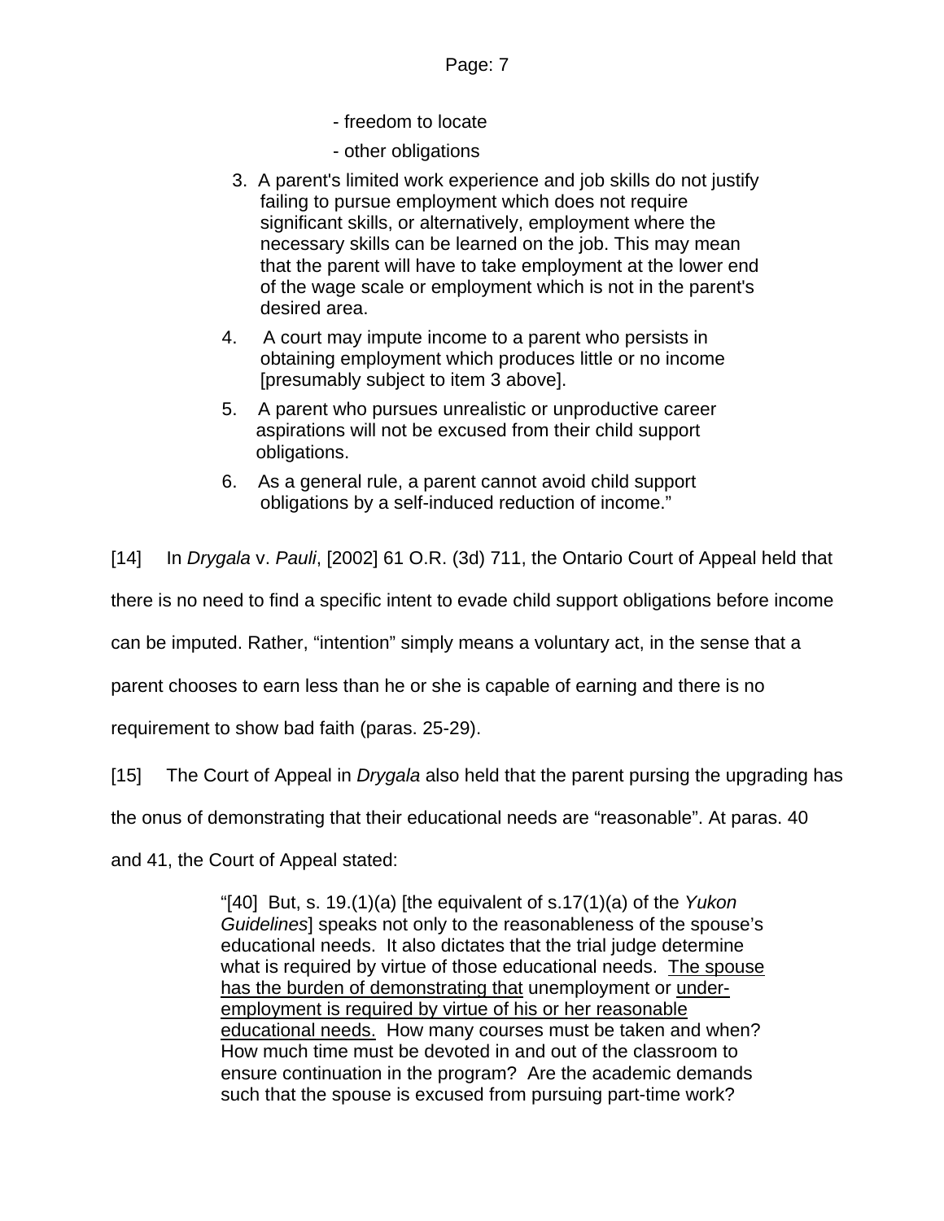- freedom to locate
- other obligations

3. A parent's limited work experience and job skills do not justify failing to pursue employment which does not require significant skills, or alternatively, employment where the necessary skills can be learned on the job. This may mean that the parent will have to take employment at the lower end of the wage scale or employment which is not in the parent's desired area.
4. A court may impute income to a parent who persists in obtaining employment which produces little or no income [presumably subject to item 3 above].
5. A parent who pursues unrealistic or unproductive career aspirations will not be excused from their child support obligations.
6. As a general rule, a parent cannot avoid child support obligations by a self-induced reduction of income."

[14] In *Drygala* v. *Pauli*, [2002] 61 O.R. (3d) 711, the Ontario Court of Appeal held that there is no need to find a specific intent to evade child support obligations before income can be imputed. Rather, "intention" simply means a voluntary act, in the sense that a parent chooses to earn less than he or she is capable of earning and there is no requirement to show bad faith (paras. 25-29).

[15] The Court of Appeal in *Drygala* also held that the parent pursing the upgrading has the onus of demonstrating that their educational needs are "reasonable". At paras. 40 and 41, the Court of Appeal stated:

> "[40] But, s. 19.(1)(a) [the equivalent of s.17(1)(a) of the *Yukon Guidelines*] speaks not only to the reasonableness of the spouse's educational needs. It also dictates that the trial judge determine what is required by virtue of those educational needs. <u>The spouse has the burden of demonstrating that</u> unemployment or <u>under-employment is required by virtue of his or her reasonable educational needs.</u> How many courses must be taken and when? How much time must be devoted in and out of the classroom to ensure continuation in the program? Are the academic demands such that the spouse is excused from pursuing part-time work?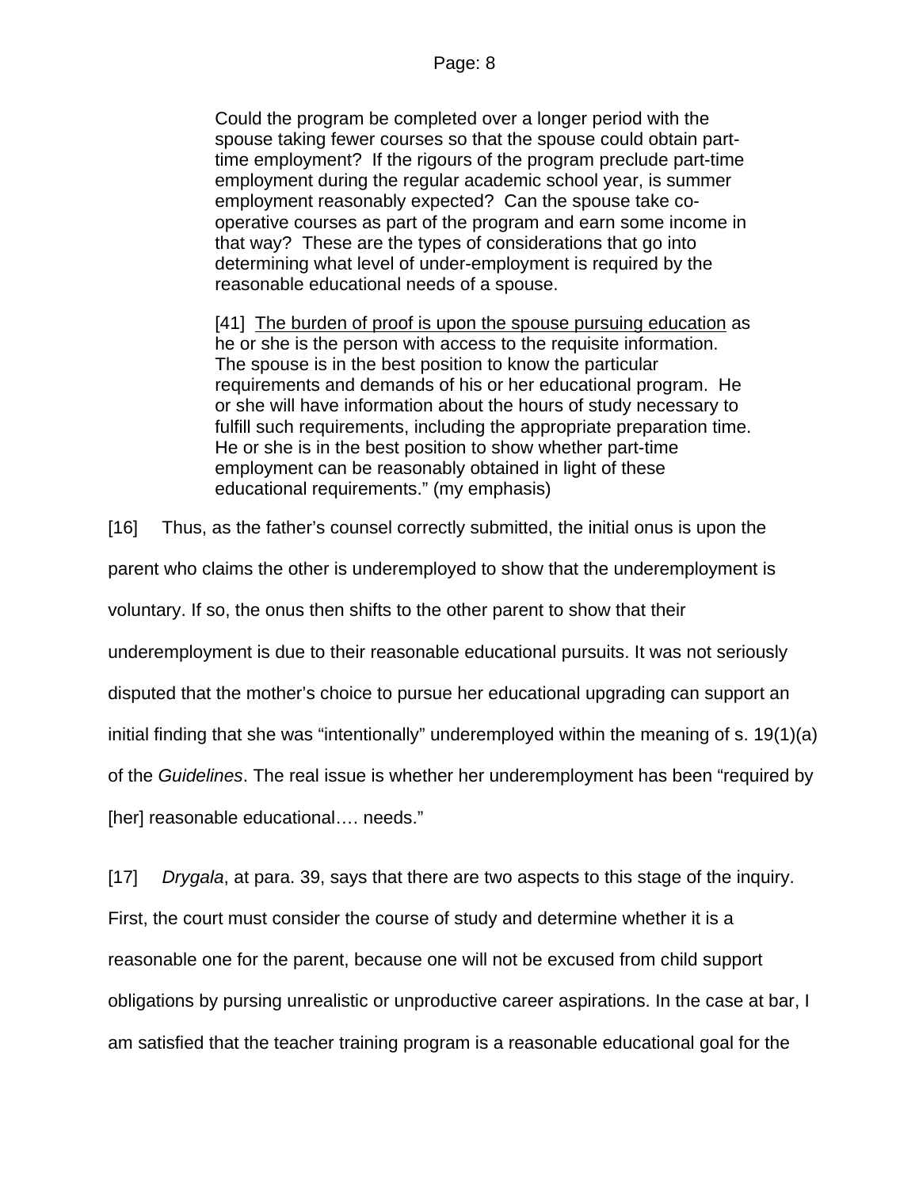> Could the program be completed over a longer period with the spouse taking fewer courses so that the spouse could obtain part-time employment? If the rigours of the program preclude part-time employment during the regular academic school year, is summer employment reasonably expected? Can the spouse take co-operative courses as part of the program and earn some income in that way? These are the types of considerations that go into determining what level of under-employment is required by the reasonable educational needs of a spouse.
>
> [41] <u>The burden of proof is upon the spouse pursuing education</u> as he or she is the person with access to the requisite information. The spouse is in the best position to know the particular requirements and demands of his or her educational program. He or she will have information about the hours of study necessary to fulfill such requirements, including the appropriate preparation time. He or she is in the best position to show whether part-time employment can be reasonably obtained in light of these educational requirements." (my emphasis)

[16] Thus, as the father's counsel correctly submitted, the initial onus is upon the parent who claims the other is underemployed to show that the underemployment is voluntary. If so, the onus then shifts to the other parent to show that their underemployment is due to their reasonable educational pursuits. It was not seriously disputed that the mother's choice to pursue her educational upgrading can support an initial finding that she was "intentionally" underemployed within the meaning of s. 19(1)(a) of the *Guidelines*. The real issue is whether her underemployment has been "required by [her] reasonable educational…. needs."

[17] *Drygala*, at para. 39, says that there are two aspects to this stage of the inquiry. First, the court must consider the course of study and determine whether it is a reasonable one for the parent, because one will not be excused from child support obligations by pursing unrealistic or unproductive career aspirations. In the case at bar, I am satisfied that the teacher training program is a reasonable educational goal for the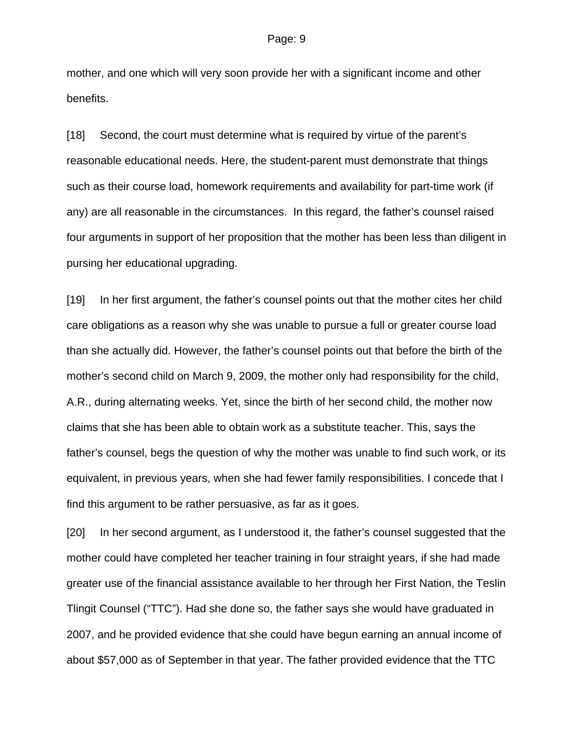mother, and one which will very soon provide her with a significant income and other benefits.

[18] Second, the court must determine what is required by virtue of the parent's reasonable educational needs. Here, the student-parent must demonstrate that things such as their course load, homework requirements and availability for part-time work (if any) are all reasonable in the circumstances. In this regard, the father's counsel raised four arguments in support of her proposition that the mother has been less than diligent in pursing her educational upgrading.

[19] In her first argument, the father's counsel points out that the mother cites her child care obligations as a reason why she was unable to pursue a full or greater course load than she actually did. However, the father's counsel points out that before the birth of the mother's second child on March 9, 2009, the mother only had responsibility for the child, A.R., during alternating weeks. Yet, since the birth of her second child, the mother now claims that she has been able to obtain work as a substitute teacher. This, says the father's counsel, begs the question of why the mother was unable to find such work, or its equivalent, in previous years, when she had fewer family responsibilities. I concede that I find this argument to be rather persuasive, as far as it goes.

[20] In her second argument, as I understood it, the father's counsel suggested that the mother could have completed her teacher training in four straight years, if she had made greater use of the financial assistance available to her through her First Nation, the Teslin Tlingit Counsel ("TTC"). Had she done so, the father says she would have graduated in 2007, and he provided evidence that she could have begun earning an annual income of about $57,000 as of September in that year. The father provided evidence that the TTC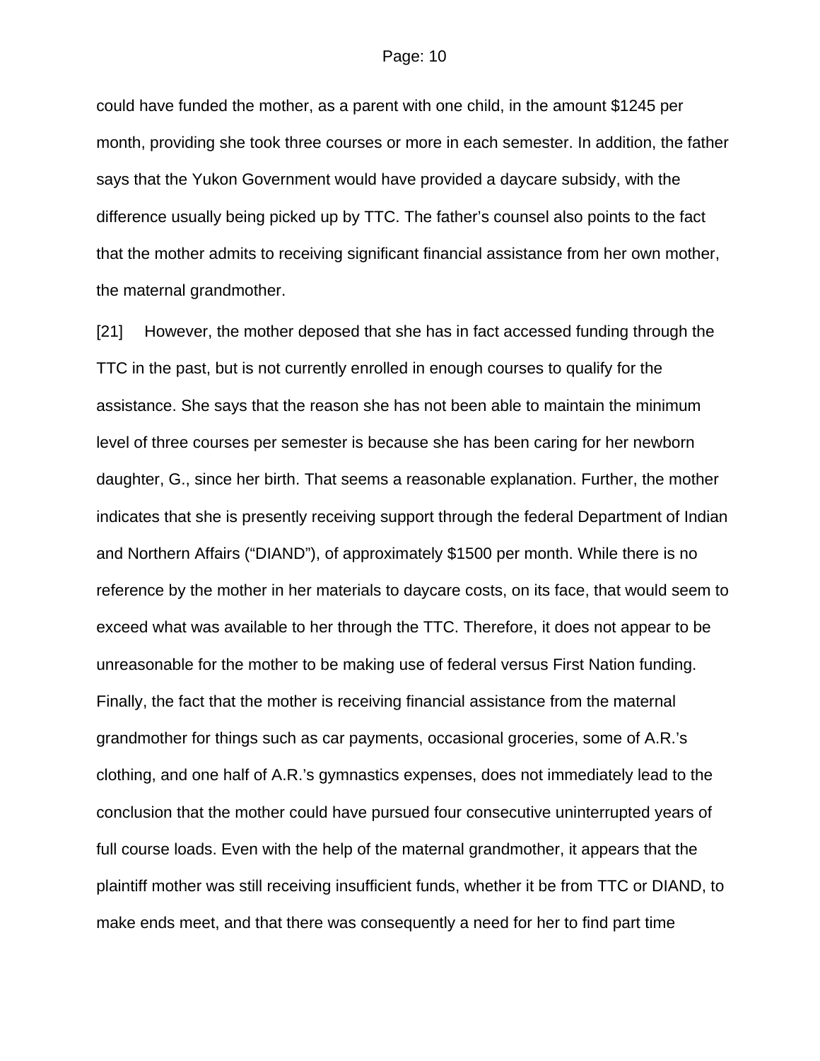could have funded the mother, as a parent with one child, in the amount $1245 per month, providing she took three courses or more in each semester. In addition, the father says that the Yukon Government would have provided a daycare subsidy, with the difference usually being picked up by TTC. The father's counsel also points to the fact that the mother admits to receiving significant financial assistance from her own mother, the maternal grandmother.

[21] However, the mother deposed that she has in fact accessed funding through the TTC in the past, but is not currently enrolled in enough courses to qualify for the assistance. She says that the reason she has not been able to maintain the minimum level of three courses per semester is because she has been caring for her newborn daughter, G., since her birth. That seems a reasonable explanation. Further, the mother indicates that she is presently receiving support through the federal Department of Indian and Northern Affairs ("DIAND"), of approximately $1500 per month. While there is no reference by the mother in her materials to daycare costs, on its face, that would seem to exceed what was available to her through the TTC. Therefore, it does not appear to be unreasonable for the mother to be making use of federal versus First Nation funding. Finally, the fact that the mother is receiving financial assistance from the maternal grandmother for things such as car payments, occasional groceries, some of A.R.'s clothing, and one half of A.R.'s gymnastics expenses, does not immediately lead to the conclusion that the mother could have pursued four consecutive uninterrupted years of full course loads. Even with the help of the maternal grandmother, it appears that the plaintiff mother was still receiving insufficient funds, whether it be from TTC or DIAND, to make ends meet, and that there was consequently a need for her to find part time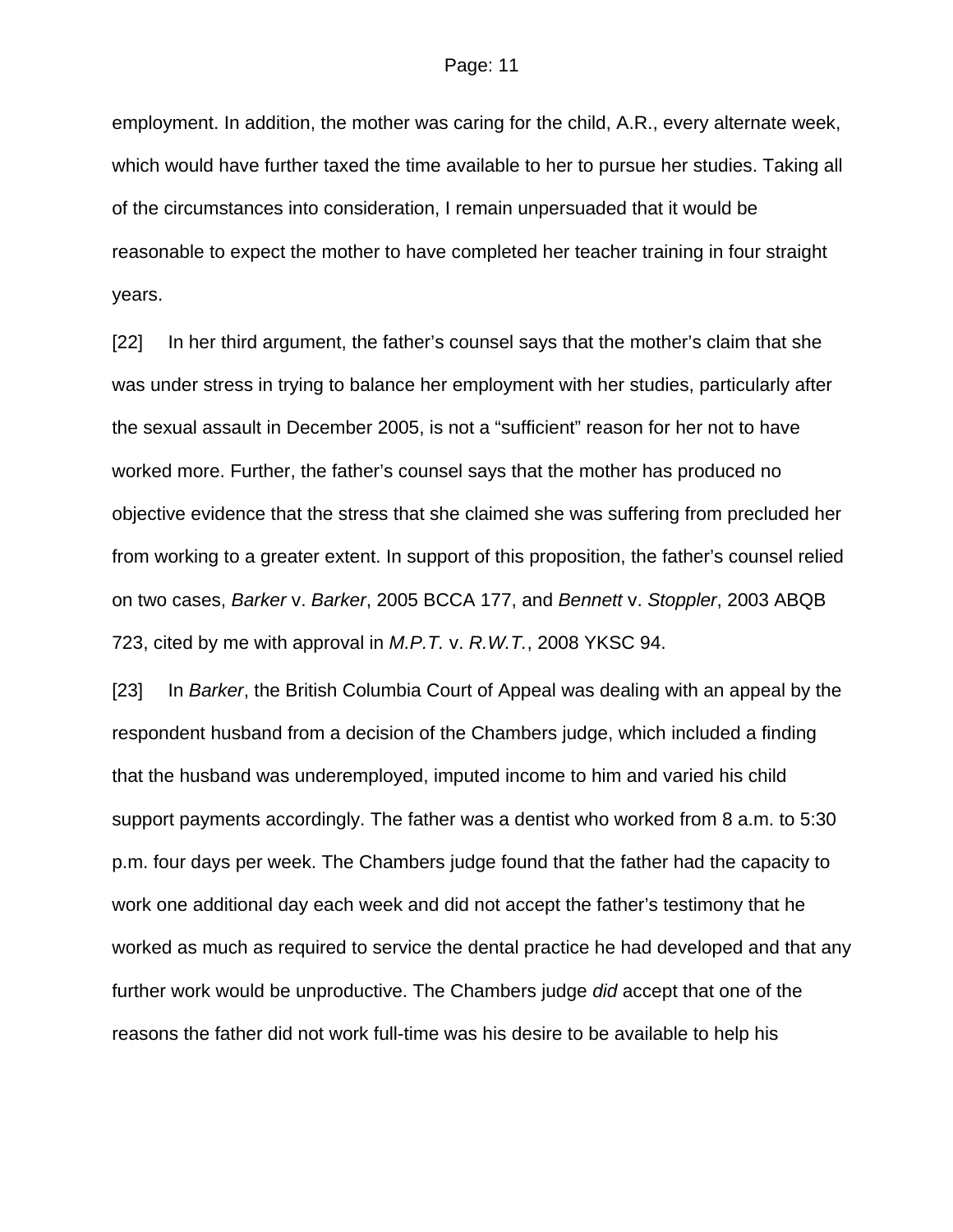employment. In addition, the mother was caring for the child, A.R., every alternate week, which would have further taxed the time available to her to pursue her studies. Taking all of the circumstances into consideration, I remain unpersuaded that it would be reasonable to expect the mother to have completed her teacher training in four straight years.

[22] In her third argument, the father's counsel says that the mother's claim that she was under stress in trying to balance her employment with her studies, particularly after the sexual assault in December 2005, is not a "sufficient" reason for her not to have worked more. Further, the father's counsel says that the mother has produced no objective evidence that the stress that she claimed she was suffering from precluded her from working to a greater extent. In support of this proposition, the father's counsel relied on two cases, *Barker* v. *Barker*, 2005 BCCA 177, and *Bennett* v. *Stoppler*, 2003 ABQB 723, cited by me with approval in *M.P.T.* v. *R.W.T.*, 2008 YKSC 94.

[23] In *Barker*, the British Columbia Court of Appeal was dealing with an appeal by the respondent husband from a decision of the Chambers judge, which included a finding that the husband was underemployed, imputed income to him and varied his child support payments accordingly. The father was a dentist who worked from 8 a.m. to 5:30 p.m. four days per week. The Chambers judge found that the father had the capacity to work one additional day each week and did not accept the father's testimony that he worked as much as required to service the dental practice he had developed and that any further work would be unproductive. The Chambers judge *did* accept that one of the reasons the father did not work full-time was his desire to be available to help his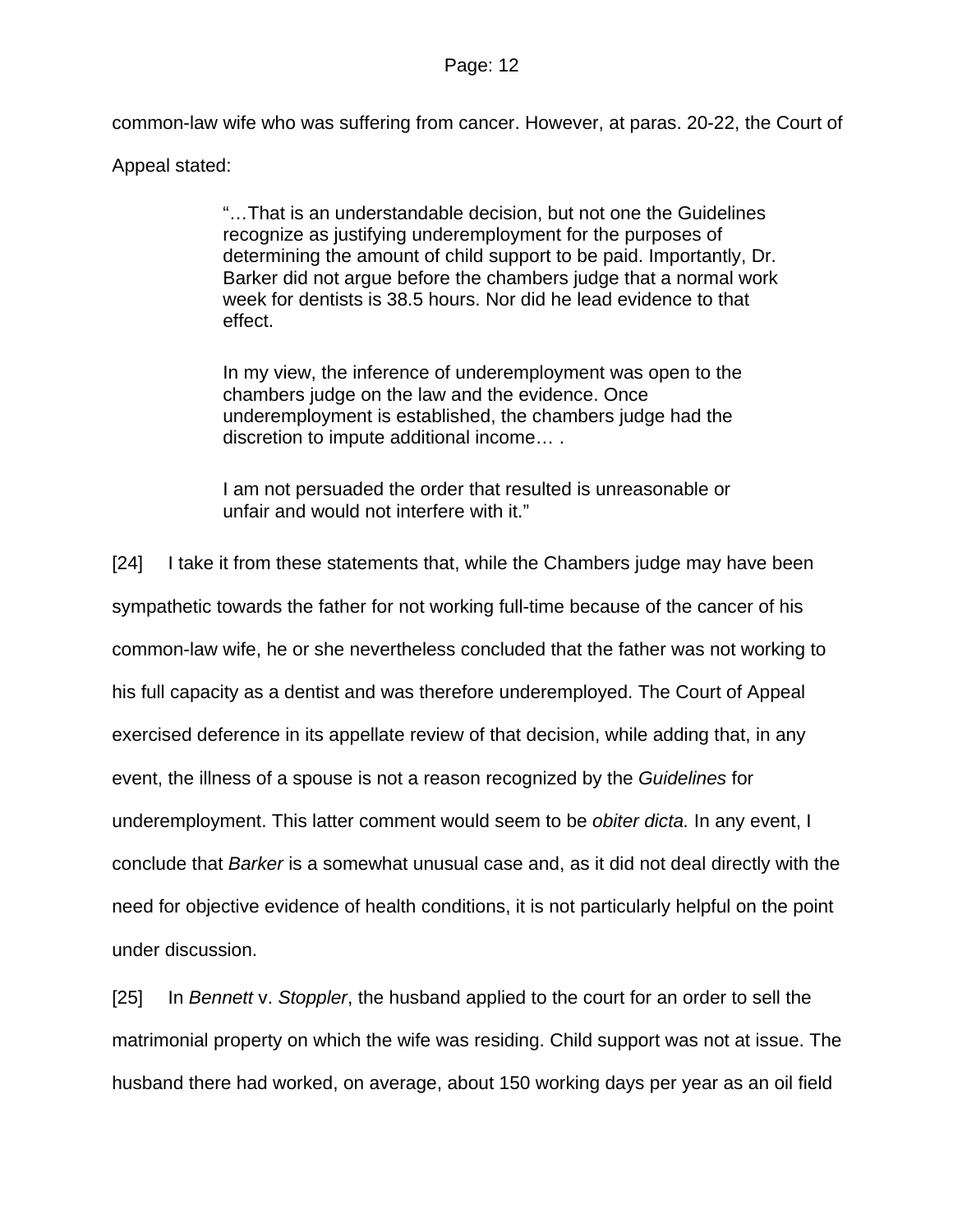common-law wife who was suffering from cancer. However, at paras. 20-22, the Court of Appeal stated:

> "…That is an understandable decision, but not one the Guidelines recognize as justifying underemployment for the purposes of determining the amount of child support to be paid. Importantly, Dr. Barker did not argue before the chambers judge that a normal work week for dentists is 38.5 hours. Nor did he lead evidence to that effect.
>
> In my view, the inference of underemployment was open to the chambers judge on the law and the evidence. Once underemployment is established, the chambers judge had the discretion to impute additional income… .
>
> I am not persuaded the order that resulted is unreasonable or unfair and would not interfere with it."

[24] I take it from these statements that, while the Chambers judge may have been sympathetic towards the father for not working full-time because of the cancer of his common-law wife, he or she nevertheless concluded that the father was not working to his full capacity as a dentist and was therefore underemployed. The Court of Appeal exercised deference in its appellate review of that decision, while adding that, in any event, the illness of a spouse is not a reason recognized by the *Guidelines* for underemployment. This latter comment would seem to be *obiter dicta.* In any event, I conclude that *Barker* is a somewhat unusual case and, as it did not deal directly with the need for objective evidence of health conditions, it is not particularly helpful on the point under discussion.

[25] In *Bennett* v. *Stoppler*, the husband applied to the court for an order to sell the matrimonial property on which the wife was residing. Child support was not at issue. The husband there had worked, on average, about 150 working days per year as an oil field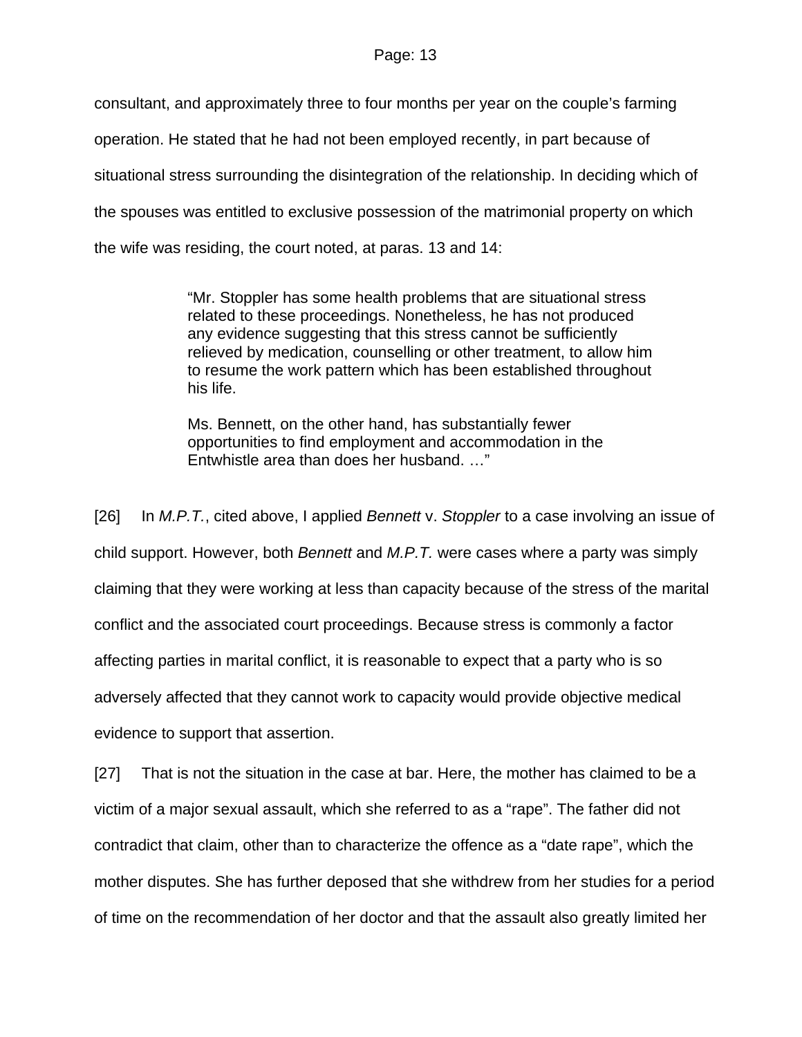consultant, and approximately three to four months per year on the couple's farming operation. He stated that he had not been employed recently, in part because of situational stress surrounding the disintegration of the relationship. In deciding which of the spouses was entitled to exclusive possession of the matrimonial property on which the wife was residing, the court noted, at paras. 13 and 14:

> "Mr. Stoppler has some health problems that are situational stress related to these proceedings. Nonetheless, he has not produced any evidence suggesting that this stress cannot be sufficiently relieved by medication, counselling or other treatment, to allow him to resume the work pattern which has been established throughout his life.
>
> Ms. Bennett, on the other hand, has substantially fewer opportunities to find employment and accommodation in the Entwhistle area than does her husband. …"

[26] In *M.P.T.*, cited above, I applied *Bennett* v. *Stoppler* to a case involving an issue of child support. However, both *Bennett* and *M.P.T.* were cases where a party was simply claiming that they were working at less than capacity because of the stress of the marital conflict and the associated court proceedings. Because stress is commonly a factor affecting parties in marital conflict, it is reasonable to expect that a party who is so adversely affected that they cannot work to capacity would provide objective medical evidence to support that assertion.

[27] That is not the situation in the case at bar. Here, the mother has claimed to be a victim of a major sexual assault, which she referred to as a "rape". The father did not contradict that claim, other than to characterize the offence as a "date rape", which the mother disputes. She has further deposed that she withdrew from her studies for a period of time on the recommendation of her doctor and that the assault also greatly limited her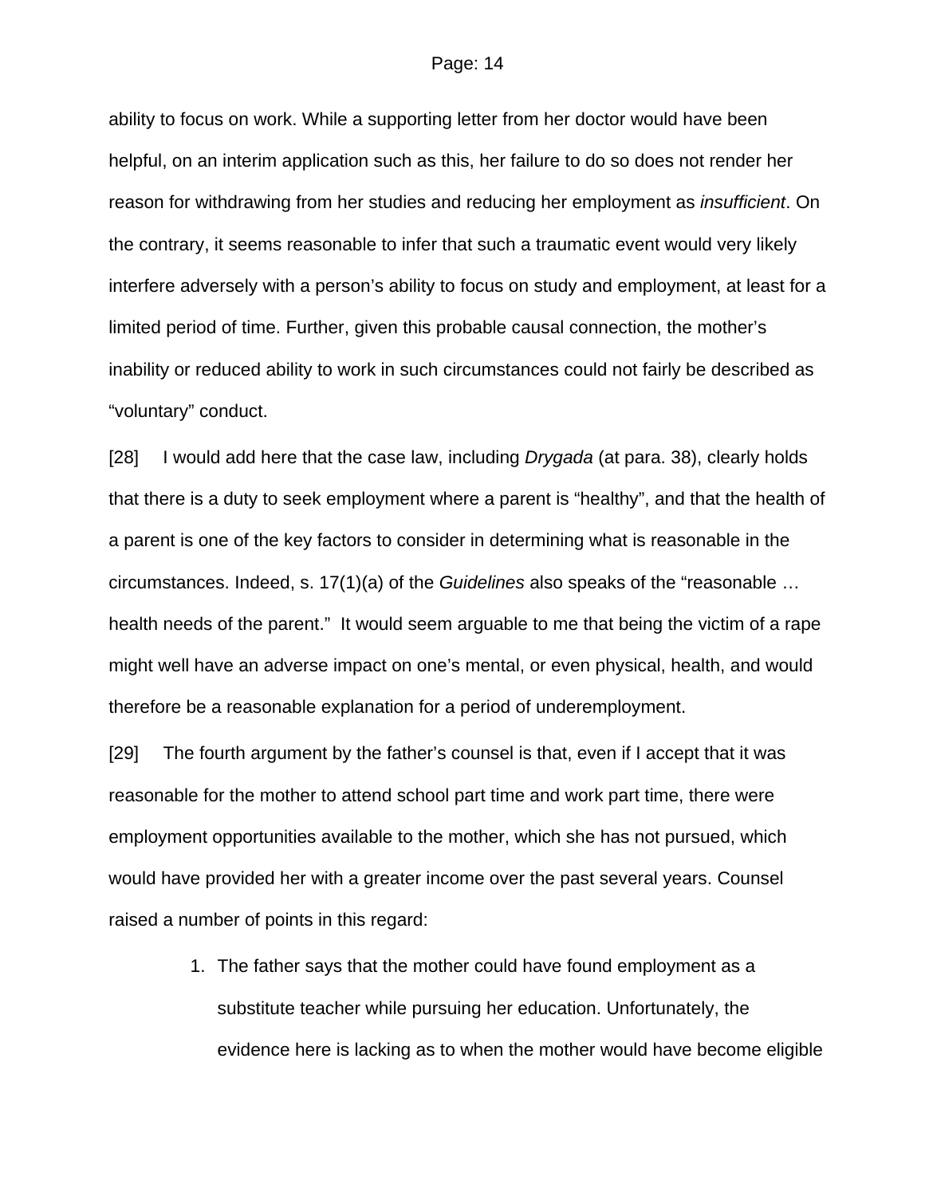ability to focus on work. While a supporting letter from her doctor would have been helpful, on an interim application such as this, her failure to do so does not render her reason for withdrawing from her studies and reducing her employment as *insufficient*. On the contrary, it seems reasonable to infer that such a traumatic event would very likely interfere adversely with a person's ability to focus on study and employment, at least for a limited period of time. Further, given this probable causal connection, the mother's inability or reduced ability to work in such circumstances could not fairly be described as "voluntary" conduct.

[28] I would add here that the case law, including *Drygada* (at para. 38), clearly holds that there is a duty to seek employment where a parent is "healthy", and that the health of a parent is one of the key factors to consider in determining what is reasonable in the circumstances. Indeed, s. 17(1)(a) of the *Guidelines* also speaks of the "reasonable … health needs of the parent." It would seem arguable to me that being the victim of a rape might well have an adverse impact on one's mental, or even physical, health, and would therefore be a reasonable explanation for a period of underemployment.

[29] The fourth argument by the father's counsel is that, even if I accept that it was reasonable for the mother to attend school part time and work part time, there were employment opportunities available to the mother, which she has not pursued, which would have provided her with a greater income over the past several years. Counsel raised a number of points in this regard:

1. The father says that the mother could have found employment as a substitute teacher while pursuing her education. Unfortunately, the evidence here is lacking as to when the mother would have become eligible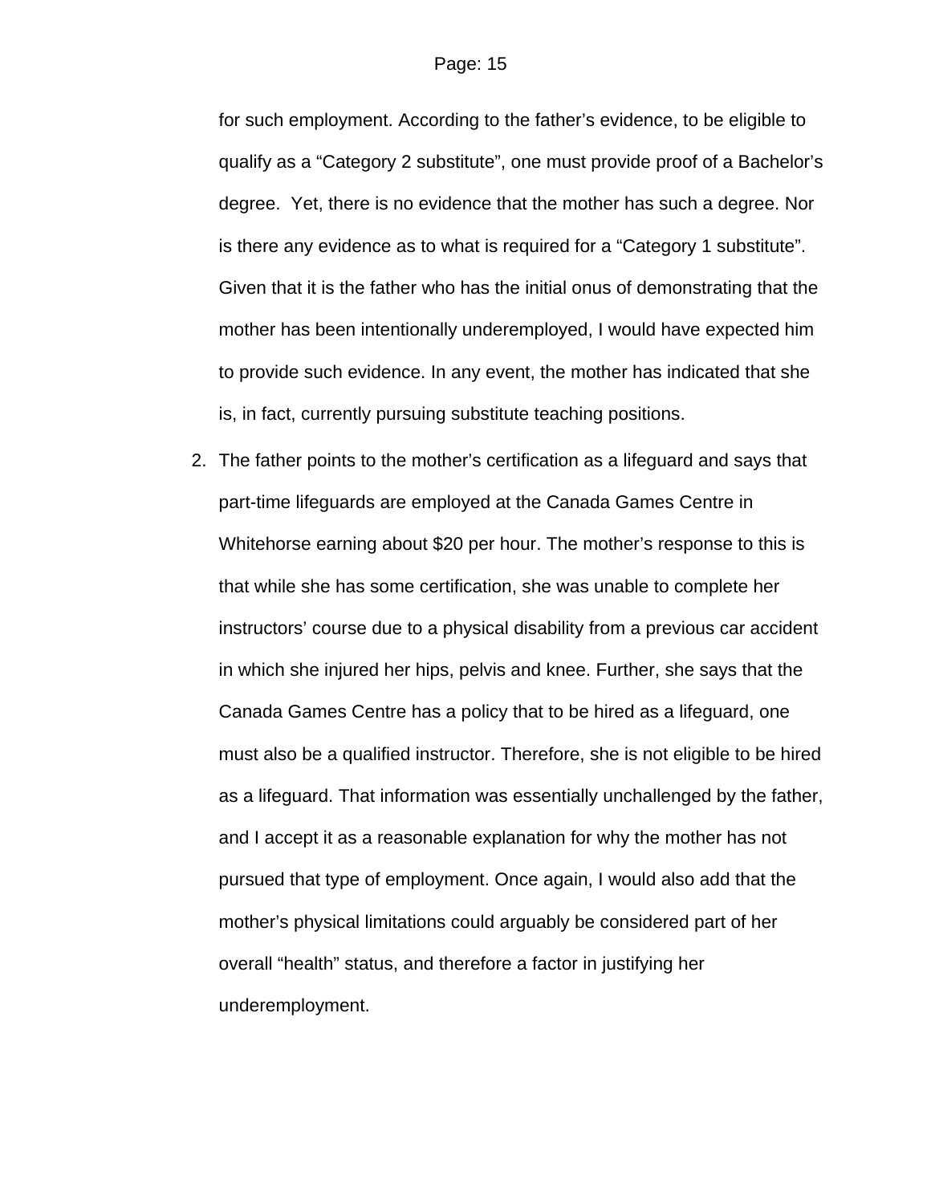for such employment. According to the father's evidence, to be eligible to qualify as a "Category 2 substitute", one must provide proof of a Bachelor's degree. Yet, there is no evidence that the mother has such a degree. Nor is there any evidence as to what is required for a "Category 1 substitute". Given that it is the father who has the initial onus of demonstrating that the mother has been intentionally underemployed, I would have expected him to provide such evidence. In any event, the mother has indicated that she is, in fact, currently pursuing substitute teaching positions.

2. The father points to the mother's certification as a lifeguard and says that part-time lifeguards are employed at the Canada Games Centre in Whitehorse earning about $20 per hour. The mother's response to this is that while she has some certification, she was unable to complete her instructors' course due to a physical disability from a previous car accident in which she injured her hips, pelvis and knee. Further, she says that the Canada Games Centre has a policy that to be hired as a lifeguard, one must also be a qualified instructor. Therefore, she is not eligible to be hired as a lifeguard. That information was essentially unchallenged by the father, and I accept it as a reasonable explanation for why the mother has not pursued that type of employment. Once again, I would also add that the mother's physical limitations could arguably be considered part of her overall "health" status, and therefore a factor in justifying her underemployment.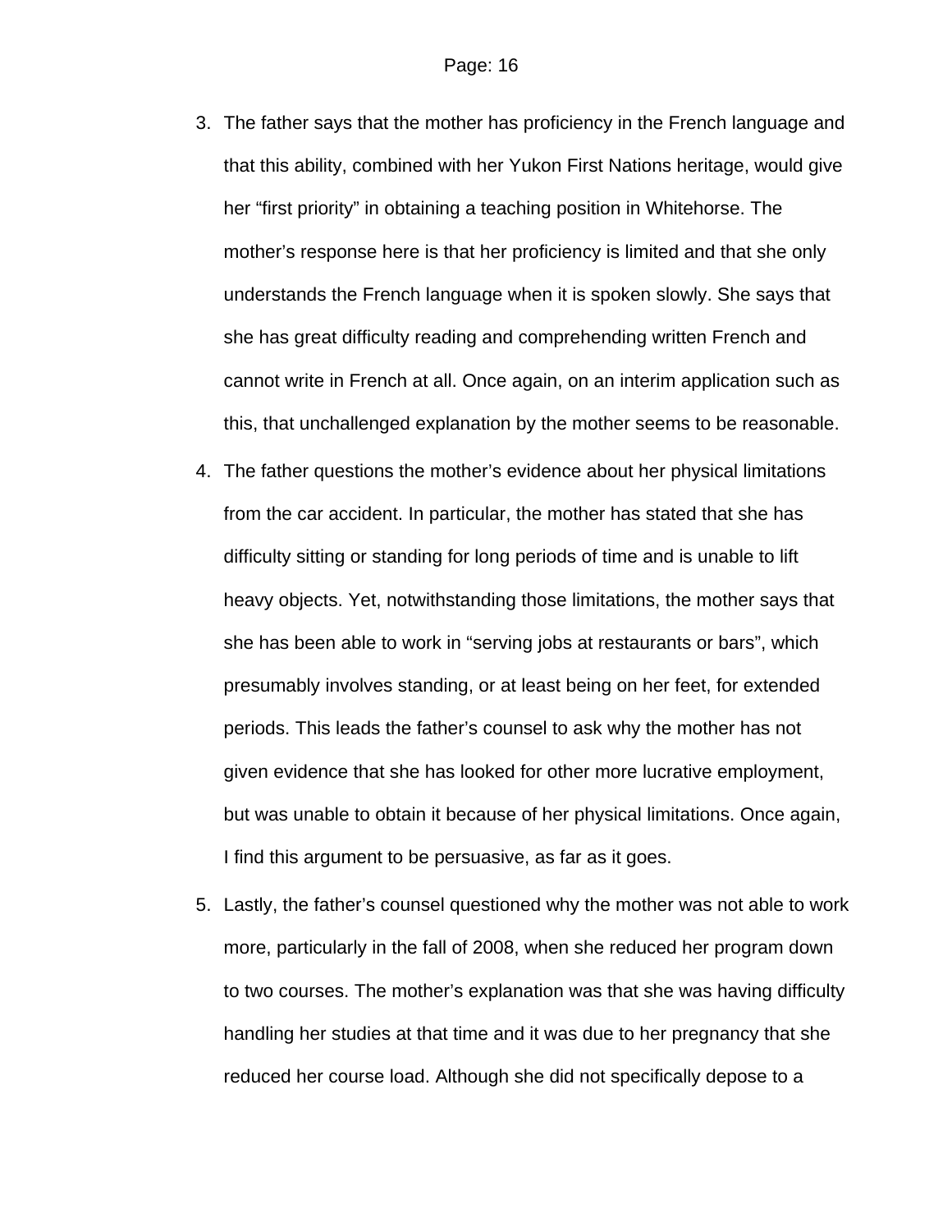3. The father says that the mother has proficiency in the French language and that this ability, combined with her Yukon First Nations heritage, would give her "first priority" in obtaining a teaching position in Whitehorse. The mother's response here is that her proficiency is limited and that she only understands the French language when it is spoken slowly. She says that she has great difficulty reading and comprehending written French and cannot write in French at all. Once again, on an interim application such as this, that unchallenged explanation by the mother seems to be reasonable.
4. The father questions the mother's evidence about her physical limitations from the car accident. In particular, the mother has stated that she has difficulty sitting or standing for long periods of time and is unable to lift heavy objects. Yet, notwithstanding those limitations, the mother says that she has been able to work in "serving jobs at restaurants or bars", which presumably involves standing, or at least being on her feet, for extended periods. This leads the father's counsel to ask why the mother has not given evidence that she has looked for other more lucrative employment, but was unable to obtain it because of her physical limitations. Once again, I find this argument to be persuasive, as far as it goes.
5. Lastly, the father's counsel questioned why the mother was not able to work more, particularly in the fall of 2008, when she reduced her program down to two courses. The mother's explanation was that she was having difficulty handling her studies at that time and it was due to her pregnancy that she reduced her course load. Although she did not specifically depose to a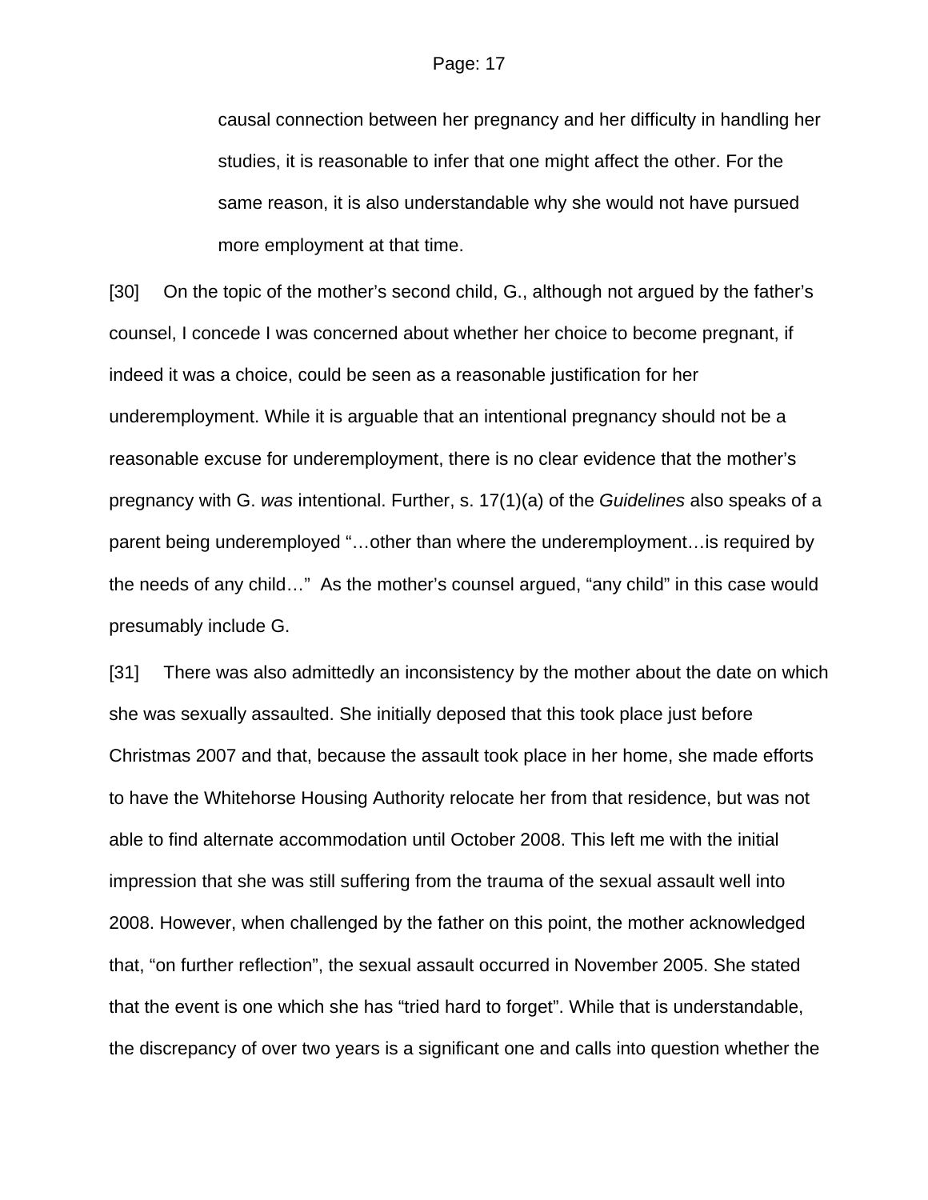causal connection between her pregnancy and her difficulty in handling her studies, it is reasonable to infer that one might affect the other. For the same reason, it is also understandable why she would not have pursued more employment at that time.

[30] On the topic of the mother's second child, G., although not argued by the father's counsel, I concede I was concerned about whether her choice to become pregnant, if indeed it was a choice, could be seen as a reasonable justification for her underemployment. While it is arguable that an intentional pregnancy should not be a reasonable excuse for underemployment, there is no clear evidence that the mother's pregnancy with G. *was* intentional. Further, s. 17(1)(a) of the *Guidelines* also speaks of a parent being underemployed "…other than where the underemployment…is required by the needs of any child…" As the mother's counsel argued, "any child" in this case would presumably include G.

[31] There was also admittedly an inconsistency by the mother about the date on which she was sexually assaulted. She initially deposed that this took place just before Christmas 2007 and that, because the assault took place in her home, she made efforts to have the Whitehorse Housing Authority relocate her from that residence, but was not able to find alternate accommodation until October 2008. This left me with the initial impression that she was still suffering from the trauma of the sexual assault well into 2008. However, when challenged by the father on this point, the mother acknowledged that, "on further reflection", the sexual assault occurred in November 2005. She stated that the event is one which she has "tried hard to forget". While that is understandable, the discrepancy of over two years is a significant one and calls into question whether the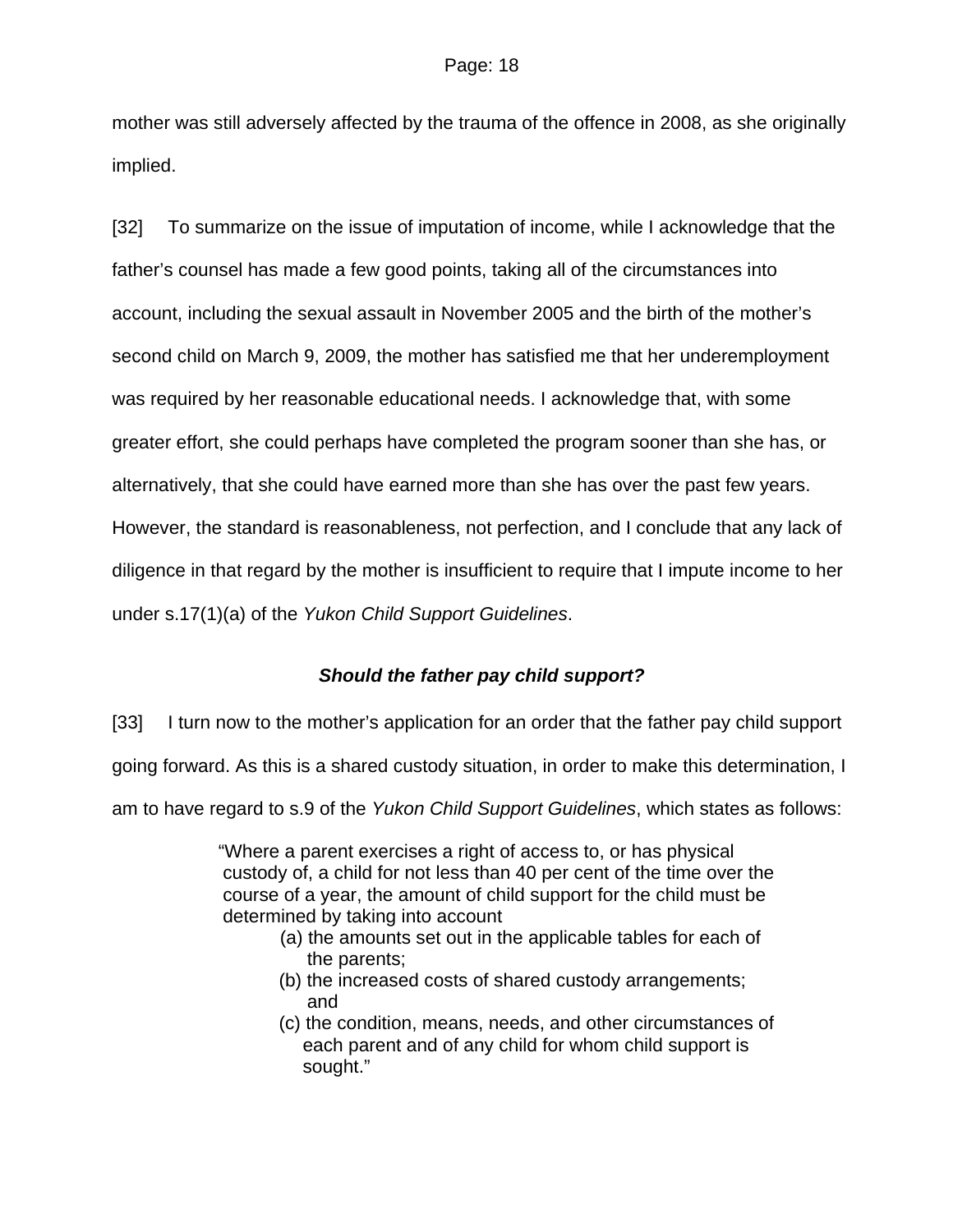mother was still adversely affected by the trauma of the offence in 2008, as she originally implied.

[32] To summarize on the issue of imputation of income, while I acknowledge that the father's counsel has made a few good points, taking all of the circumstances into account, including the sexual assault in November 2005 and the birth of the mother's second child on March 9, 2009, the mother has satisfied me that her underemployment was required by her reasonable educational needs. I acknowledge that, with some greater effort, she could perhaps have completed the program sooner than she has, or alternatively, that she could have earned more than she has over the past few years. However, the standard is reasonableness, not perfection, and I conclude that any lack of diligence in that regard by the mother is insufficient to require that I impute income to her under s.17(1)(a) of the *Yukon Child Support Guidelines*.

### *Should the father pay child support?*

[33] I turn now to the mother's application for an order that the father pay child support going forward. As this is a shared custody situation, in order to make this determination, I am to have regard to s.9 of the *Yukon Child Support Guidelines*, which states as follows:

> "Where a parent exercises a right of access to, or has physical custody of, a child for not less than 40 per cent of the time over the course of a year, the amount of child support for the child must be determined by taking into account
>
> (a) the amounts set out in the applicable tables for each of the parents;
>
> (b) the increased costs of shared custody arrangements; and
>
> (c) the condition, means, needs, and other circumstances of each parent and of any child for whom child support is sought."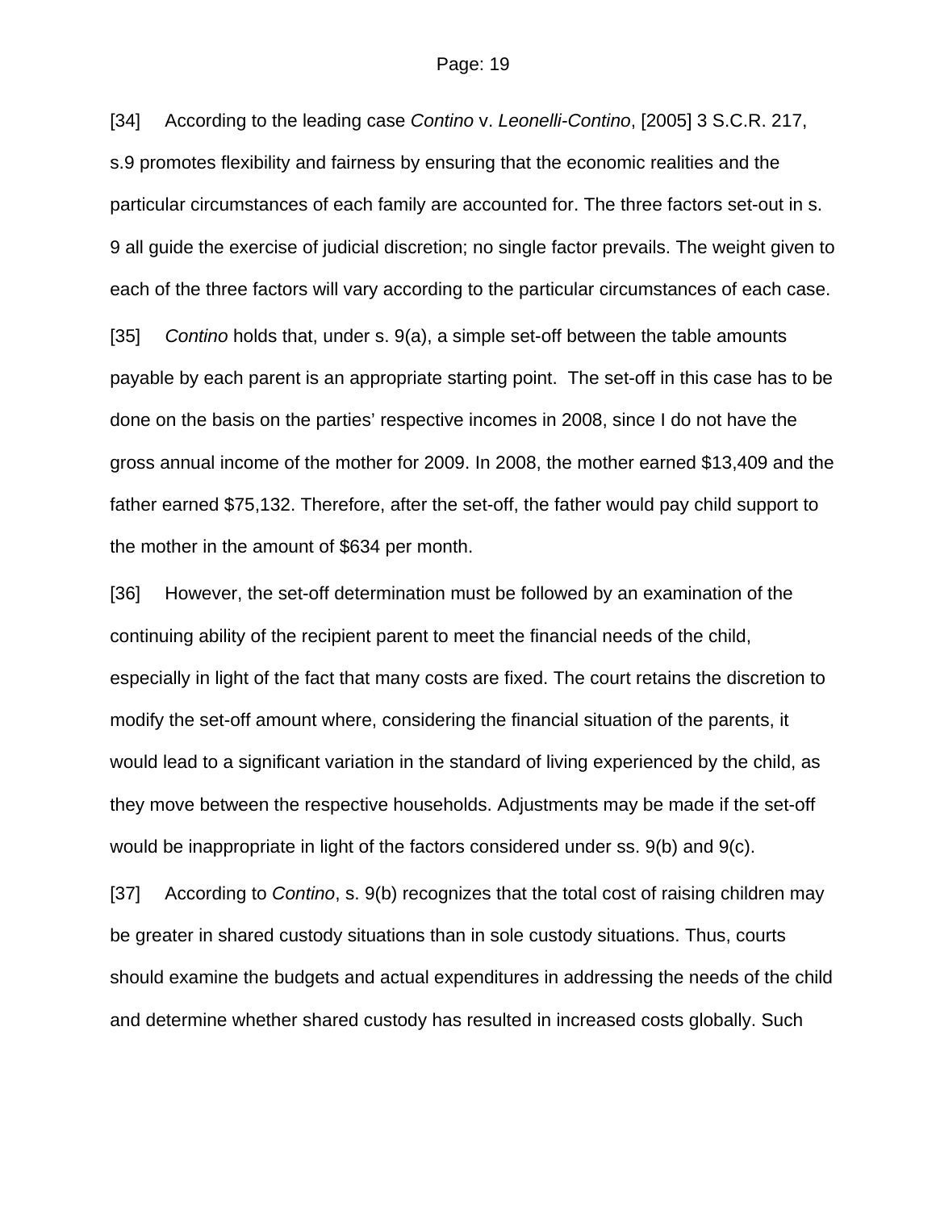[34] According to the leading case *Contino* v. *Leonelli-Contino*, [2005] 3 S.C.R. 217, s.9 promotes flexibility and fairness by ensuring that the economic realities and the particular circumstances of each family are accounted for. The three factors set-out in s. 9 all guide the exercise of judicial discretion; no single factor prevails. The weight given to each of the three factors will vary according to the particular circumstances of each case.

[35] *Contino* holds that, under s. 9(a), a simple set-off between the table amounts payable by each parent is an appropriate starting point. The set-off in this case has to be done on the basis on the parties' respective incomes in 2008, since I do not have the gross annual income of the mother for 2009. In 2008, the mother earned $13,409 and the father earned $75,132. Therefore, after the set-off, the father would pay child support to the mother in the amount of $634 per month.

[36] However, the set-off determination must be followed by an examination of the continuing ability of the recipient parent to meet the financial needs of the child, especially in light of the fact that many costs are fixed. The court retains the discretion to modify the set-off amount where, considering the financial situation of the parents, it would lead to a significant variation in the standard of living experienced by the child, as they move between the respective households. Adjustments may be made if the set-off would be inappropriate in light of the factors considered under ss. 9(b) and 9(c).

[37] According to *Contino*, s. 9(b) recognizes that the total cost of raising children may be greater in shared custody situations than in sole custody situations. Thus, courts should examine the budgets and actual expenditures in addressing the needs of the child and determine whether shared custody has resulted in increased costs globally. Such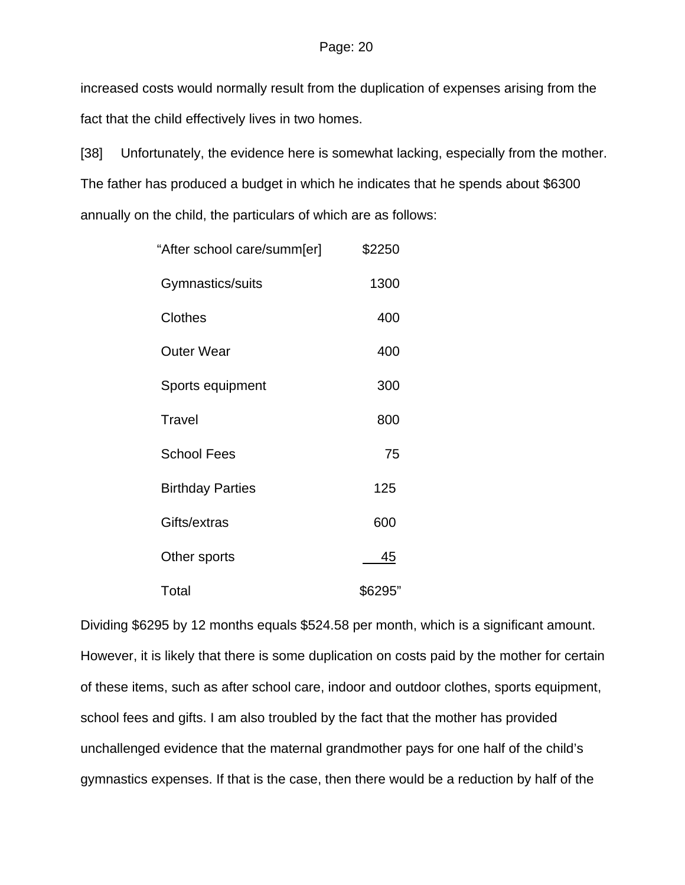increased costs would normally result from the duplication of expenses arising from the fact that the child effectively lives in two homes.

[38] Unfortunately, the evidence here is somewhat lacking, especially from the mother. The father has produced a budget in which he indicates that he spends about $6300 annually on the child, the particulars of which are as follows:

| | |
|---|---|
| "After school care/summ[er] | $2250 |
| Gymnastics/suits | 1300 |
| Clothes | 400 |
| Outer Wear | 400 |
| Sports equipment | 300 |
| Travel | 800 |
| School Fees | 75 |
| Birthday Parties | 125 |
| Gifts/extras | 600 |
| Other sports | 45 |
| Total | $6295" |

Dividing $6295 by 12 months equals $524.58 per month, which is a significant amount. However, it is likely that there is some duplication on costs paid by the mother for certain of these items, such as after school care, indoor and outdoor clothes, sports equipment, school fees and gifts. I am also troubled by the fact that the mother has provided unchallenged evidence that the maternal grandmother pays for one half of the child's gymnastics expenses. If that is the case, then there would be a reduction by half of the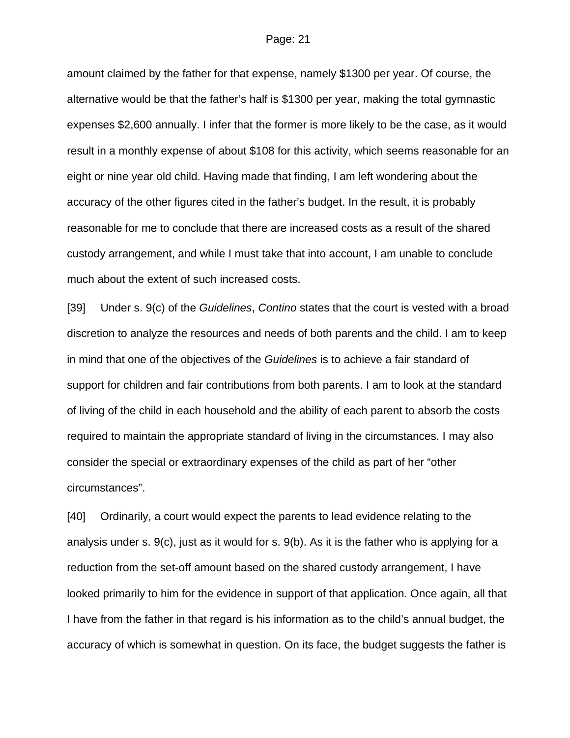amount claimed by the father for that expense, namely $1300 per year. Of course, the alternative would be that the father's half is $1300 per year, making the total gymnastic expenses $2,600 annually. I infer that the former is more likely to be the case, as it would result in a monthly expense of about $108 for this activity, which seems reasonable for an eight or nine year old child. Having made that finding, I am left wondering about the accuracy of the other figures cited in the father's budget. In the result, it is probably reasonable for me to conclude that there are increased costs as a result of the shared custody arrangement, and while I must take that into account, I am unable to conclude much about the extent of such increased costs.

[39] Under s. 9(c) of the *Guidelines*, *Contino* states that the court is vested with a broad discretion to analyze the resources and needs of both parents and the child. I am to keep in mind that one of the objectives of the *Guidelines* is to achieve a fair standard of support for children and fair contributions from both parents. I am to look at the standard of living of the child in each household and the ability of each parent to absorb the costs required to maintain the appropriate standard of living in the circumstances. I may also consider the special or extraordinary expenses of the child as part of her "other circumstances".

[40] Ordinarily, a court would expect the parents to lead evidence relating to the analysis under s. 9(c), just as it would for s. 9(b). As it is the father who is applying for a reduction from the set-off amount based on the shared custody arrangement, I have looked primarily to him for the evidence in support of that application. Once again, all that I have from the father in that regard is his information as to the child's annual budget, the accuracy of which is somewhat in question. On its face, the budget suggests the father is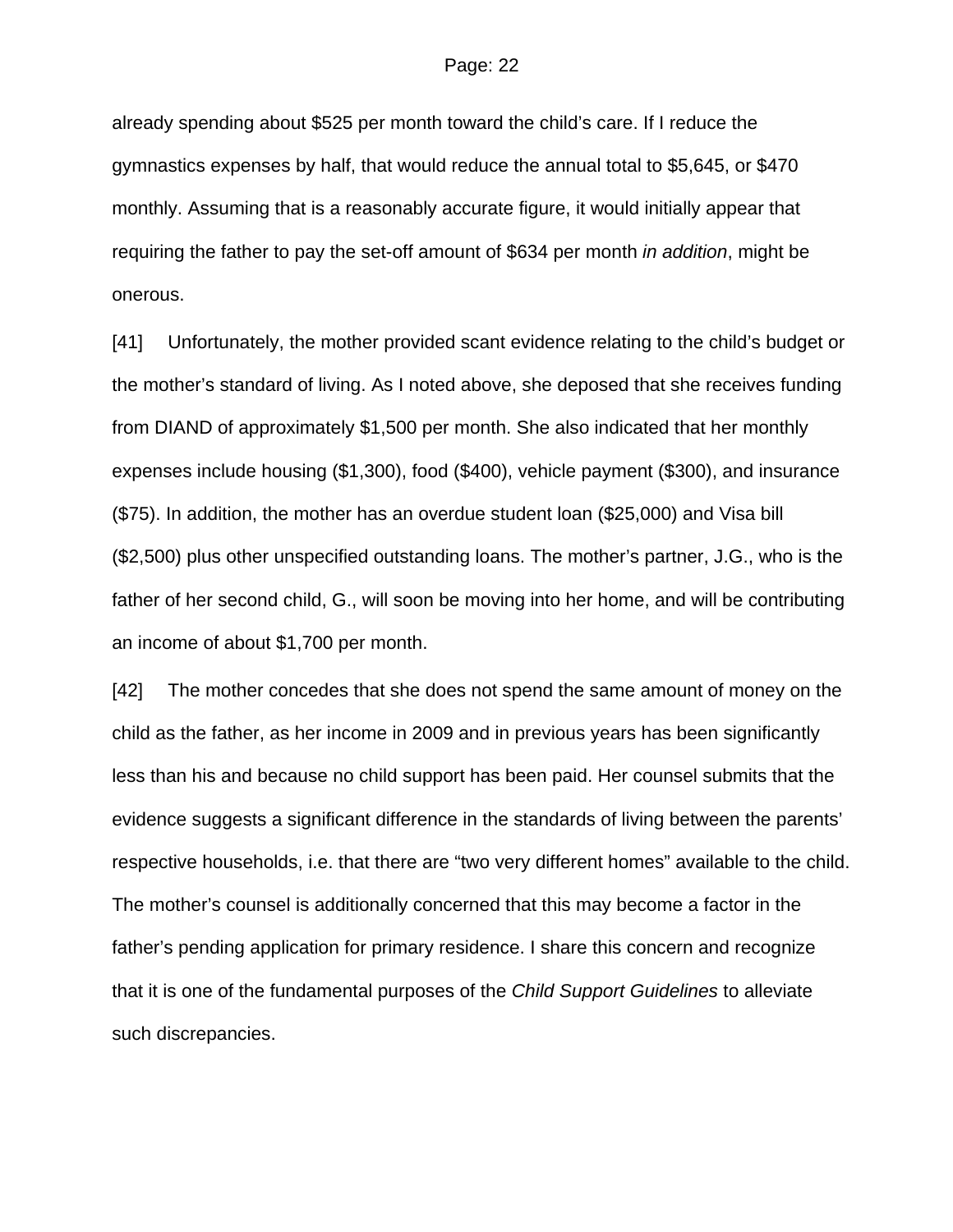already spending about $525 per month toward the child's care. If I reduce the gymnastics expenses by half, that would reduce the annual total to $5,645, or $470 monthly. Assuming that is a reasonably accurate figure, it would initially appear that requiring the father to pay the set-off amount of $634 per month *in addition*, might be onerous.

[41] Unfortunately, the mother provided scant evidence relating to the child's budget or the mother's standard of living. As I noted above, she deposed that she receives funding from DIAND of approximately $1,500 per month. She also indicated that her monthly expenses include housing ($1,300), food ($400), vehicle payment ($300), and insurance ($75). In addition, the mother has an overdue student loan ($25,000) and Visa bill ($2,500) plus other unspecified outstanding loans. The mother's partner, J.G., who is the father of her second child, G., will soon be moving into her home, and will be contributing an income of about $1,700 per month.

[42] The mother concedes that she does not spend the same amount of money on the child as the father, as her income in 2009 and in previous years has been significantly less than his and because no child support has been paid. Her counsel submits that the evidence suggests a significant difference in the standards of living between the parents' respective households, i.e. that there are "two very different homes" available to the child. The mother's counsel is additionally concerned that this may become a factor in the father's pending application for primary residence. I share this concern and recognize that it is one of the fundamental purposes of the *Child Support Guidelines* to alleviate such discrepancies.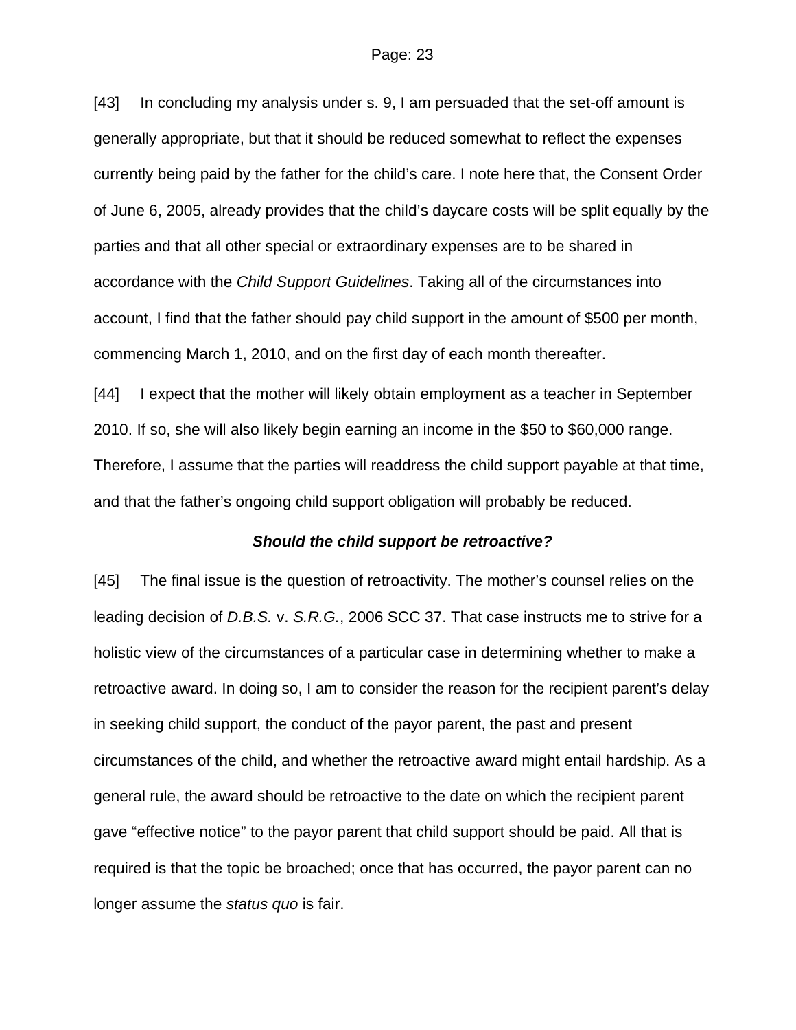[43] In concluding my analysis under s. 9, I am persuaded that the set-off amount is generally appropriate, but that it should be reduced somewhat to reflect the expenses currently being paid by the father for the child's care. I note here that, the Consent Order of June 6, 2005, already provides that the child's daycare costs will be split equally by the parties and that all other special or extraordinary expenses are to be shared in accordance with the *Child Support Guidelines*. Taking all of the circumstances into account, I find that the father should pay child support in the amount of $500 per month, commencing March 1, 2010, and on the first day of each month thereafter.

[44] I expect that the mother will likely obtain employment as a teacher in September 2010. If so, she will also likely begin earning an income in the $50 to $60,000 range. Therefore, I assume that the parties will readdress the child support payable at that time, and that the father's ongoing child support obligation will probably be reduced.

### *Should the child support be retroactive?*

[45] The final issue is the question of retroactivity. The mother's counsel relies on the leading decision of *D.B.S.* v. *S.R.G.*, 2006 SCC 37. That case instructs me to strive for a holistic view of the circumstances of a particular case in determining whether to make a retroactive award. In doing so, I am to consider the reason for the recipient parent's delay in seeking child support, the conduct of the payor parent, the past and present circumstances of the child, and whether the retroactive award might entail hardship. As a general rule, the award should be retroactive to the date on which the recipient parent gave "effective notice" to the payor parent that child support should be paid. All that is required is that the topic be broached; once that has occurred, the payor parent can no longer assume the *status quo* is fair.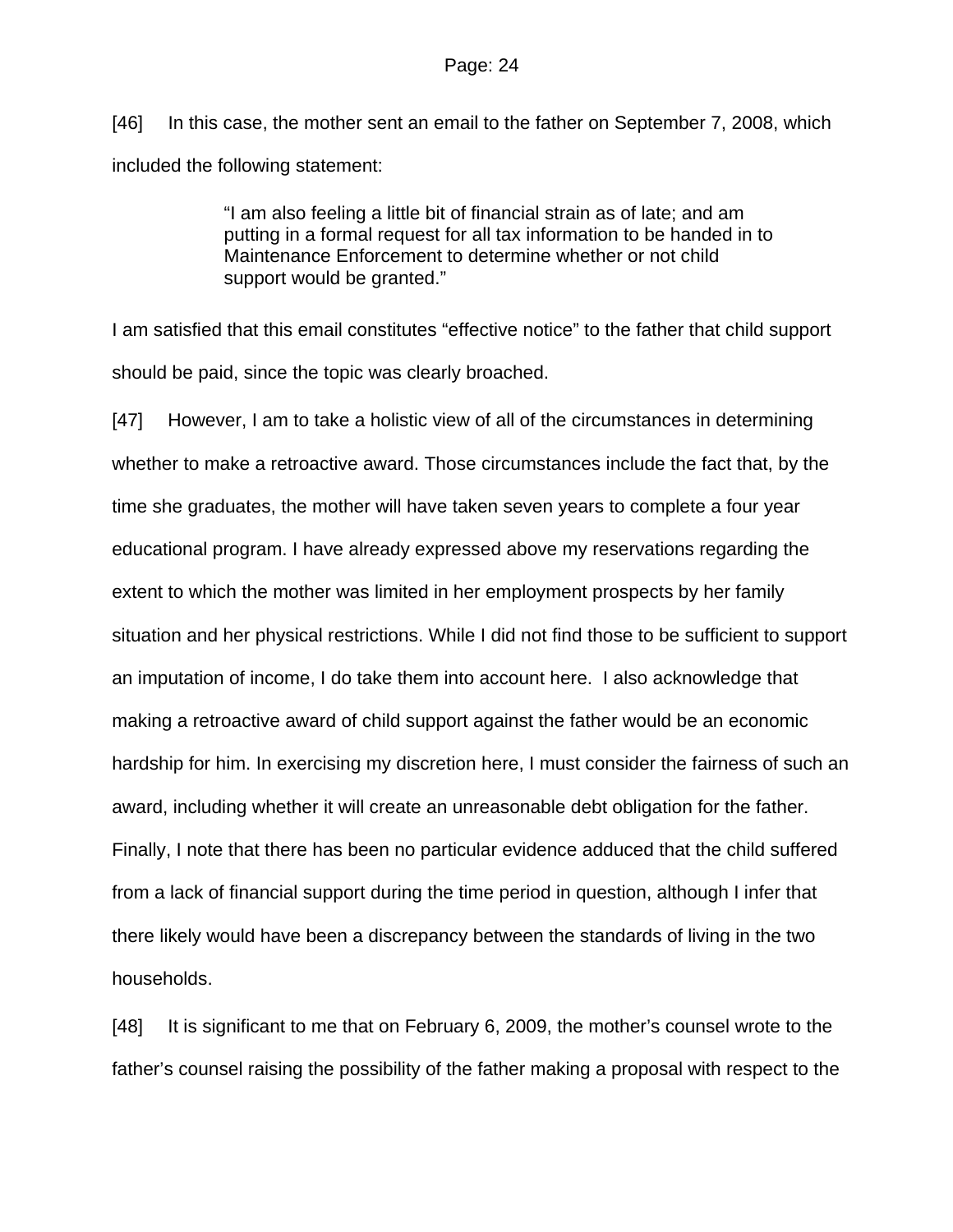[46] In this case, the mother sent an email to the father on September 7, 2008, which included the following statement:

> "I am also feeling a little bit of financial strain as of late; and am putting in a formal request for all tax information to be handed in to Maintenance Enforcement to determine whether or not child support would be granted."

I am satisfied that this email constitutes "effective notice" to the father that child support should be paid, since the topic was clearly broached.

[47] However, I am to take a holistic view of all of the circumstances in determining whether to make a retroactive award. Those circumstances include the fact that, by the time she graduates, the mother will have taken seven years to complete a four year educational program. I have already expressed above my reservations regarding the extent to which the mother was limited in her employment prospects by her family situation and her physical restrictions. While I did not find those to be sufficient to support an imputation of income, I do take them into account here. I also acknowledge that making a retroactive award of child support against the father would be an economic hardship for him. In exercising my discretion here, I must consider the fairness of such an award, including whether it will create an unreasonable debt obligation for the father. Finally, I note that there has been no particular evidence adduced that the child suffered from a lack of financial support during the time period in question, although I infer that there likely would have been a discrepancy between the standards of living in the two households.

[48] It is significant to me that on February 6, 2009, the mother's counsel wrote to the father's counsel raising the possibility of the father making a proposal with respect to the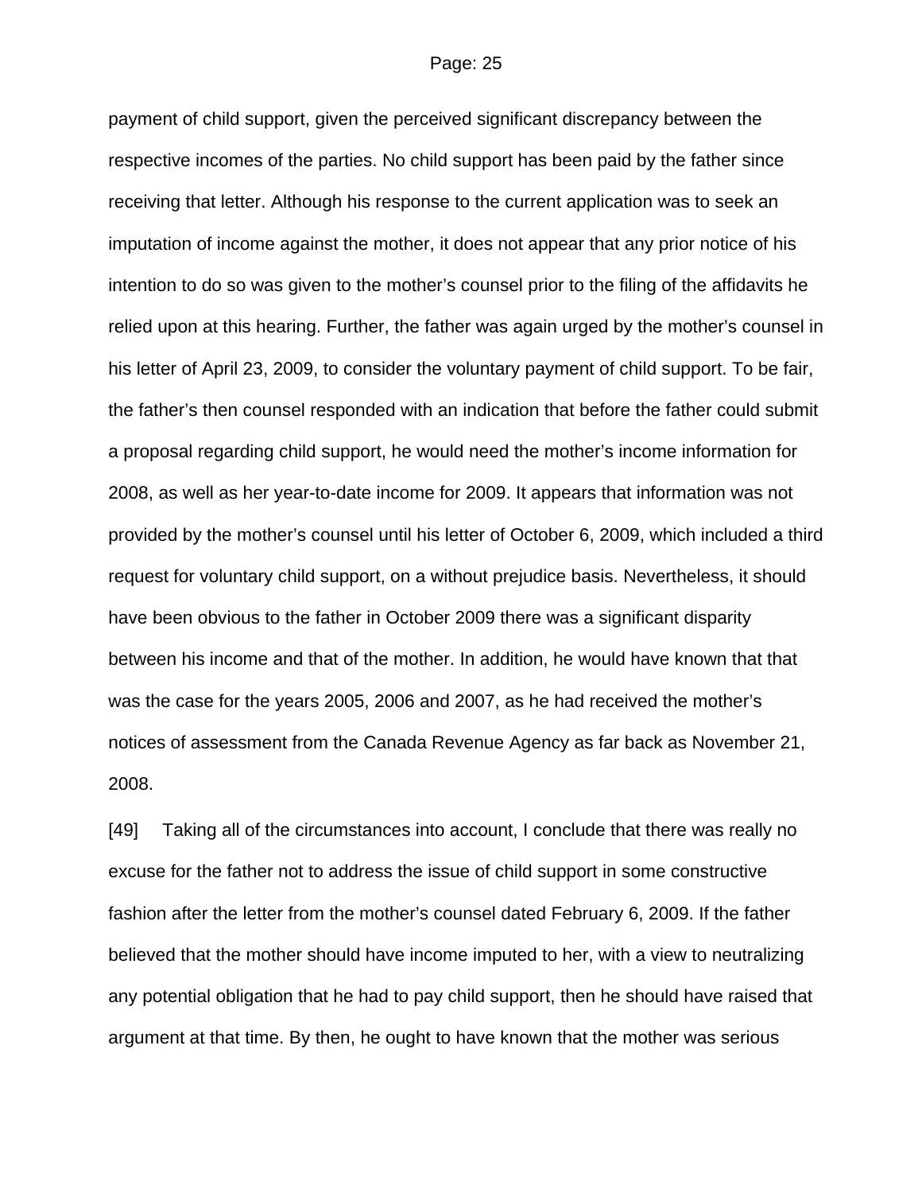payment of child support, given the perceived significant discrepancy between the respective incomes of the parties. No child support has been paid by the father since receiving that letter. Although his response to the current application was to seek an imputation of income against the mother, it does not appear that any prior notice of his intention to do so was given to the mother's counsel prior to the filing of the affidavits he relied upon at this hearing. Further, the father was again urged by the mother's counsel in his letter of April 23, 2009, to consider the voluntary payment of child support. To be fair, the father's then counsel responded with an indication that before the father could submit a proposal regarding child support, he would need the mother's income information for 2008, as well as her year-to-date income for 2009. It appears that information was not provided by the mother's counsel until his letter of October 6, 2009, which included a third request for voluntary child support, on a without prejudice basis. Nevertheless, it should have been obvious to the father in October 2009 there was a significant disparity between his income and that of the mother. In addition, he would have known that that was the case for the years 2005, 2006 and 2007, as he had received the mother's notices of assessment from the Canada Revenue Agency as far back as November 21, 2008.

[49] Taking all of the circumstances into account, I conclude that there was really no excuse for the father not to address the issue of child support in some constructive fashion after the letter from the mother's counsel dated February 6, 2009. If the father believed that the mother should have income imputed to her, with a view to neutralizing any potential obligation that he had to pay child support, then he should have raised that argument at that time. By then, he ought to have known that the mother was serious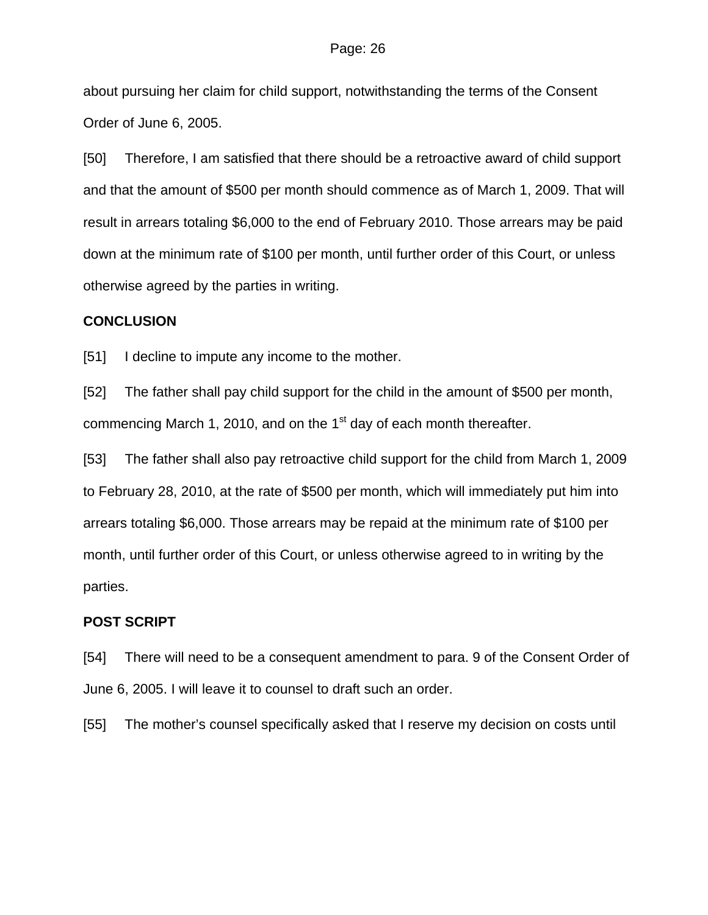about pursuing her claim for child support, notwithstanding the terms of the Consent Order of June 6, 2005.

[50] Therefore, I am satisfied that there should be a retroactive award of child support and that the amount of $500 per month should commence as of March 1, 2009. That will result in arrears totaling $6,000 to the end of February 2010. Those arrears may be paid down at the minimum rate of $100 per month, until further order of this Court, or unless otherwise agreed by the parties in writing.

**CONCLUSION**

[51] I decline to impute any income to the mother.

[52] The father shall pay child support for the child in the amount of $500 per month, commencing March 1, 2010, and on the 1st day of each month thereafter.

[53] The father shall also pay retroactive child support for the child from March 1, 2009 to February 28, 2010, at the rate of $500 per month, which will immediately put him into arrears totaling $6,000. Those arrears may be repaid at the minimum rate of $100 per month, until further order of this Court, or unless otherwise agreed to in writing by the parties.

**POST SCRIPT**

[54] There will need to be a consequent amendment to para. 9 of the Consent Order of June 6, 2005. I will leave it to counsel to draft such an order.

[55] The mother's counsel specifically asked that I reserve my decision on costs until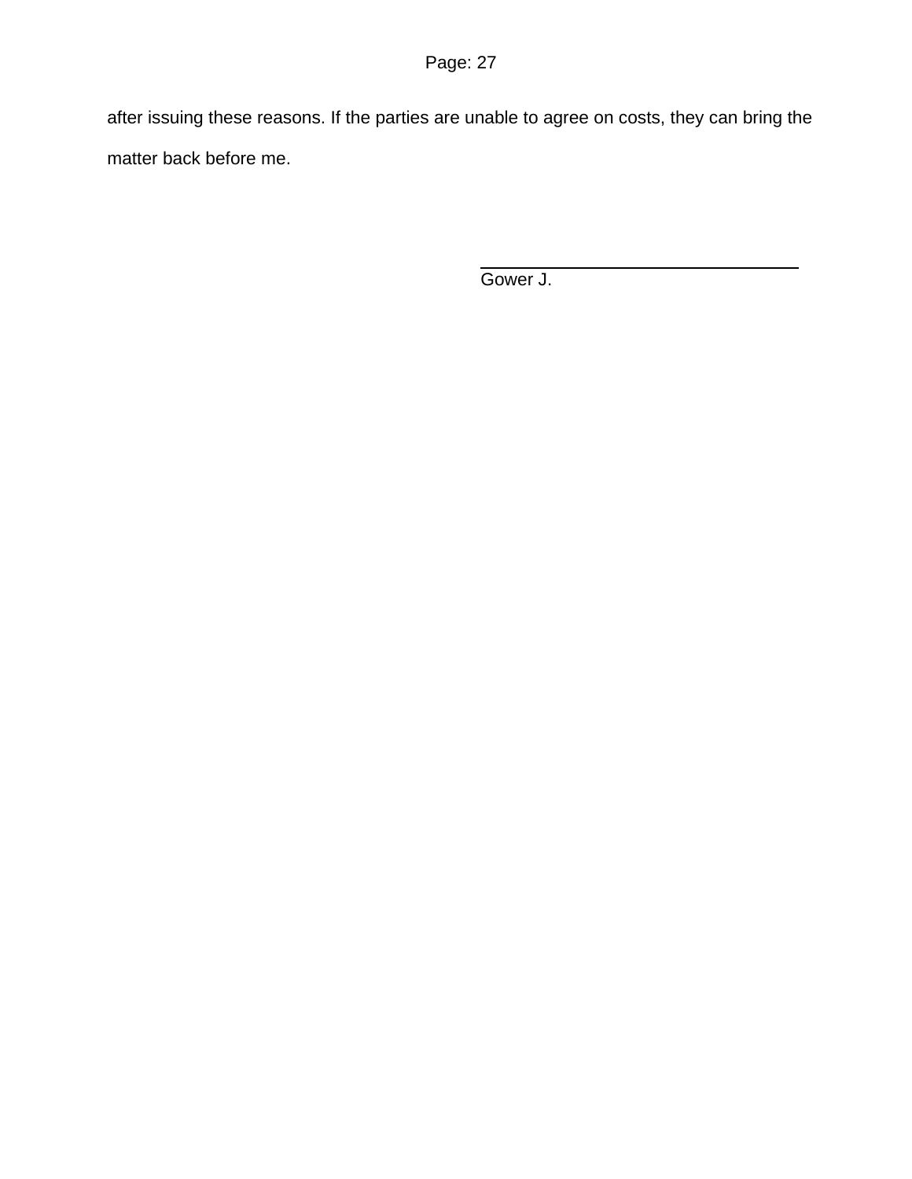after issuing these reasons. If the parties are unable to agree on costs, they can bring the matter back before me.

___________________________

Gower J.